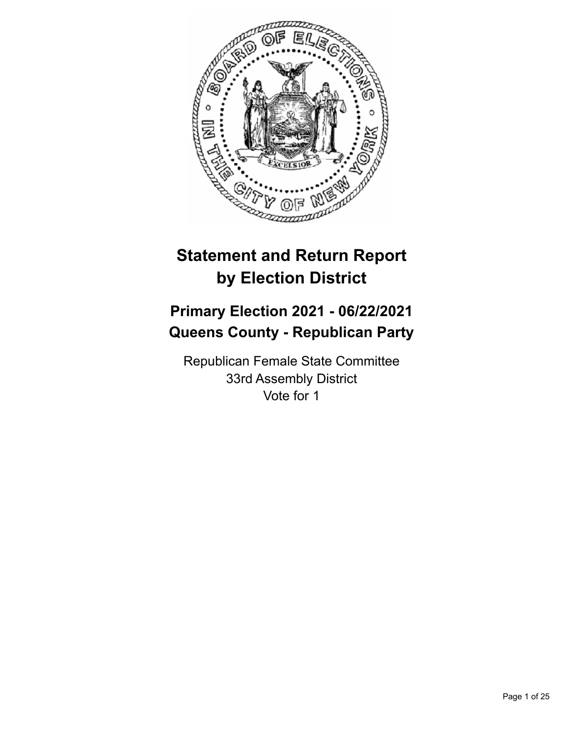# Statement and Return Report by Election District

## Primary Election 2021 - 06/22/2021
## Queens County - Republican Party

Republican Female State Committee
33rd Assembly District
Vote for 1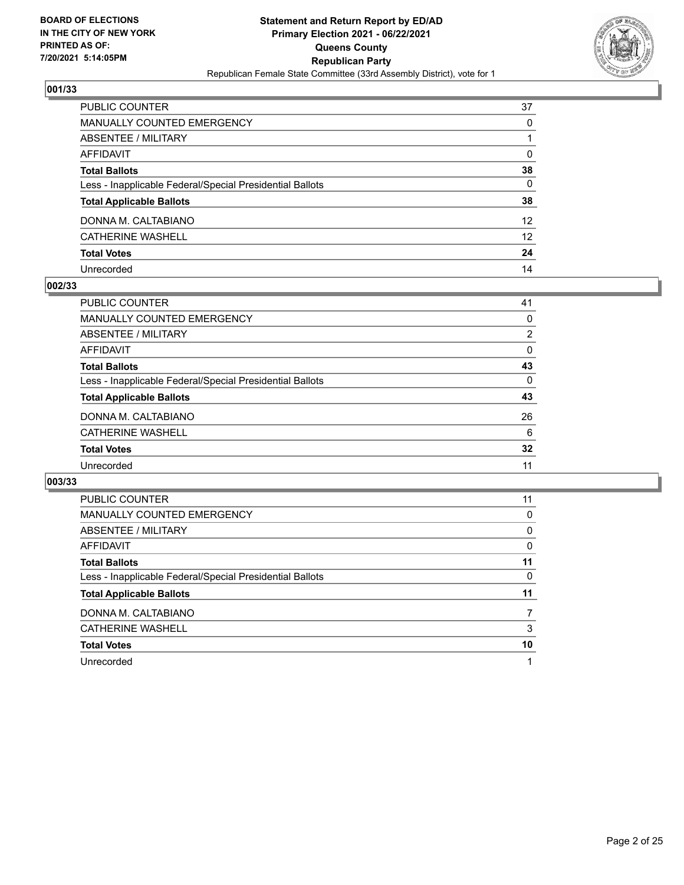**BOARD OF ELECTIONS IN THE CITY OF NEW YORK PRINTED AS OF: 7/20/2021 5:14:05PM**

**Statement and Return Report by ED/AD**
**Primary Election 2021 - 06/22/2021**
**Queens County**
**Republican Party**
Republican Female State Committee (33rd Assembly District), vote for 1

## 001/33

| | |
|---|---|
| PUBLIC COUNTER | 37 |
| MANUALLY COUNTED EMERGENCY | 0 |
| ABSENTEE / MILITARY | 1 |
| AFFIDAVIT | 0 |
| **Total Ballots** | **38** |
| Less - Inapplicable Federal/Special Presidential Ballots | 0 |
| **Total Applicable Ballots** | **38** |
| DONNA M. CALTABIANO | 12 |
| CATHERINE WASHELL | 12 |
| **Total Votes** | **24** |
| Unrecorded | 14 |

## 002/33

| | |
|---|---|
| PUBLIC COUNTER | 41 |
| MANUALLY COUNTED EMERGENCY | 0 |
| ABSENTEE / MILITARY | 2 |
| AFFIDAVIT | 0 |
| **Total Ballots** | **43** |
| Less - Inapplicable Federal/Special Presidential Ballots | 0 |
| **Total Applicable Ballots** | **43** |
| DONNA M. CALTABIANO | 26 |
| CATHERINE WASHELL | 6 |
| **Total Votes** | **32** |
| Unrecorded | 11 |

## 003/33

| | |
|---|---|
| PUBLIC COUNTER | 11 |
| MANUALLY COUNTED EMERGENCY | 0 |
| ABSENTEE / MILITARY | 0 |
| AFFIDAVIT | 0 |
| **Total Ballots** | **11** |
| Less - Inapplicable Federal/Special Presidential Ballots | 0 |
| **Total Applicable Ballots** | **11** |
| DONNA M. CALTABIANO | 7 |
| CATHERINE WASHELL | 3 |
| **Total Votes** | **10** |
| Unrecorded | 1 |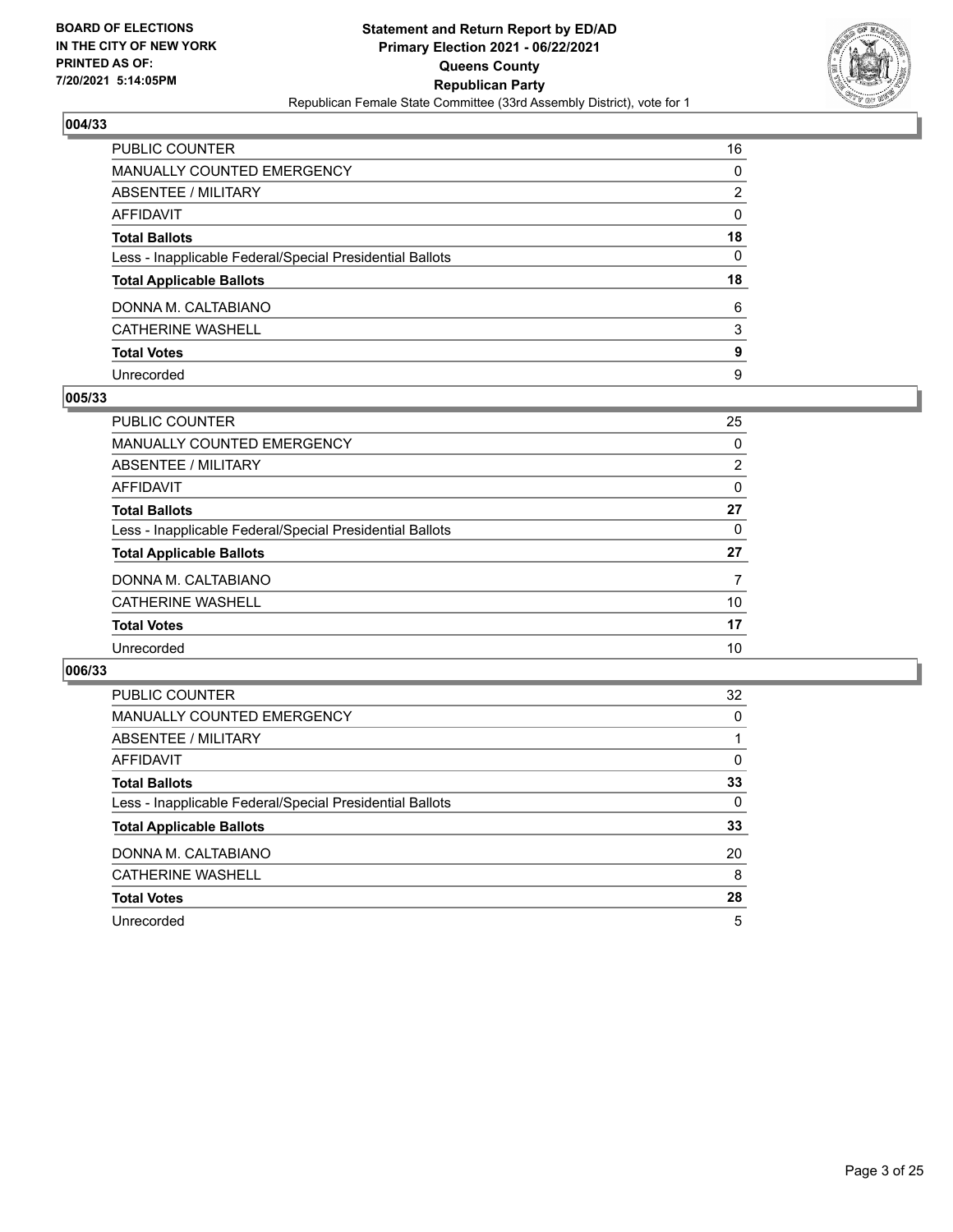**BOARD OF ELECTIONS IN THE CITY OF NEW YORK PRINTED AS OF: 7/20/2021 5:14:05PM**

**Statement and Return Report by ED/AD Primary Election 2021 - 06/22/2021 Queens County Republican Party**
Republican Female State Committee (33rd Assembly District), vote for 1

### 004/33

| | |
|---|---|
| PUBLIC COUNTER | 16 |
| MANUALLY COUNTED EMERGENCY | 0 |
| ABSENTEE / MILITARY | 2 |
| AFFIDAVIT | 0 |
| **Total Ballots** | **18** |
| Less - Inapplicable Federal/Special Presidential Ballots | 0 |
| **Total Applicable Ballots** | **18** |
| DONNA M. CALTABIANO | 6 |
| CATHERINE WASHELL | 3 |
| **Total Votes** | **9** |
| Unrecorded | 9 |

### 005/33

| | |
|---|---|
| PUBLIC COUNTER | 25 |
| MANUALLY COUNTED EMERGENCY | 0 |
| ABSENTEE / MILITARY | 2 |
| AFFIDAVIT | 0 |
| **Total Ballots** | **27** |
| Less - Inapplicable Federal/Special Presidential Ballots | 0 |
| **Total Applicable Ballots** | **27** |
| DONNA M. CALTABIANO | 7 |
| CATHERINE WASHELL | 10 |
| **Total Votes** | **17** |
| Unrecorded | 10 |

### 006/33

| | |
|---|---|
| PUBLIC COUNTER | 32 |
| MANUALLY COUNTED EMERGENCY | 0 |
| ABSENTEE / MILITARY | 1 |
| AFFIDAVIT | 0 |
| **Total Ballots** | **33** |
| Less - Inapplicable Federal/Special Presidential Ballots | 0 |
| **Total Applicable Ballots** | **33** |
| DONNA M. CALTABIANO | 20 |
| CATHERINE WASHELL | 8 |
| **Total Votes** | **28** |
| Unrecorded | 5 |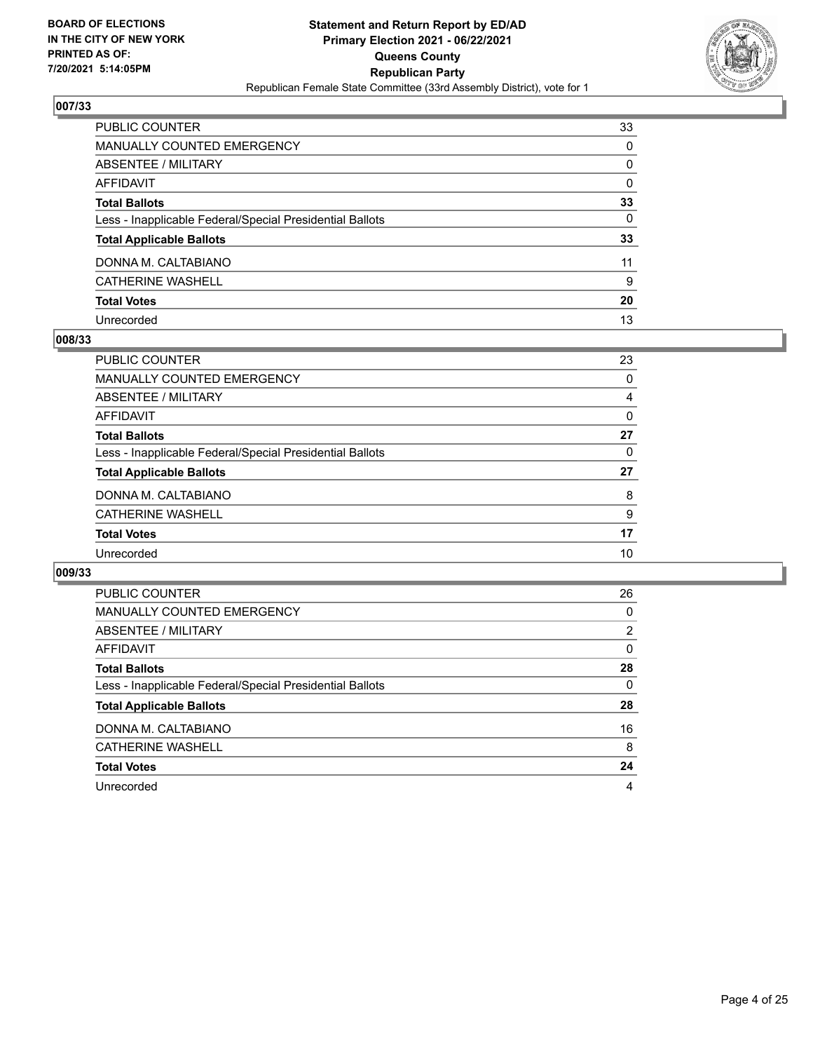**BOARD OF ELECTIONS IN THE CITY OF NEW YORK PRINTED AS OF: 7/20/2021 5:14:05PM**

**Statement and Return Report by ED/AD Primary Election 2021 - 06/22/2021 Queens County Republican Party**

Republican Female State Committee (33rd Assembly District), vote for 1

### 007/33

| | |
|---|---|
| PUBLIC COUNTER | 33 |
| MANUALLY COUNTED EMERGENCY | 0 |
| ABSENTEE / MILITARY | 0 |
| AFFIDAVIT | 0 |
| **Total Ballots** | **33** |
| Less - Inapplicable Federal/Special Presidential Ballots | 0 |
| **Total Applicable Ballots** | **33** |
| DONNA M. CALTABIANO | 11 |
| CATHERINE WASHELL | 9 |
| **Total Votes** | **20** |
| Unrecorded | 13 |

### 008/33

| | |
|---|---|
| PUBLIC COUNTER | 23 |
| MANUALLY COUNTED EMERGENCY | 0 |
| ABSENTEE / MILITARY | 4 |
| AFFIDAVIT | 0 |
| **Total Ballots** | **27** |
| Less - Inapplicable Federal/Special Presidential Ballots | 0 |
| **Total Applicable Ballots** | **27** |
| DONNA M. CALTABIANO | 8 |
| CATHERINE WASHELL | 9 |
| **Total Votes** | **17** |
| Unrecorded | 10 |

### 009/33

| | |
|---|---|
| PUBLIC COUNTER | 26 |
| MANUALLY COUNTED EMERGENCY | 0 |
| ABSENTEE / MILITARY | 2 |
| AFFIDAVIT | 0 |
| **Total Ballots** | **28** |
| Less - Inapplicable Federal/Special Presidential Ballots | 0 |
| **Total Applicable Ballots** | **28** |
| DONNA M. CALTABIANO | 16 |
| CATHERINE WASHELL | 8 |
| **Total Votes** | **24** |
| Unrecorded | 4 |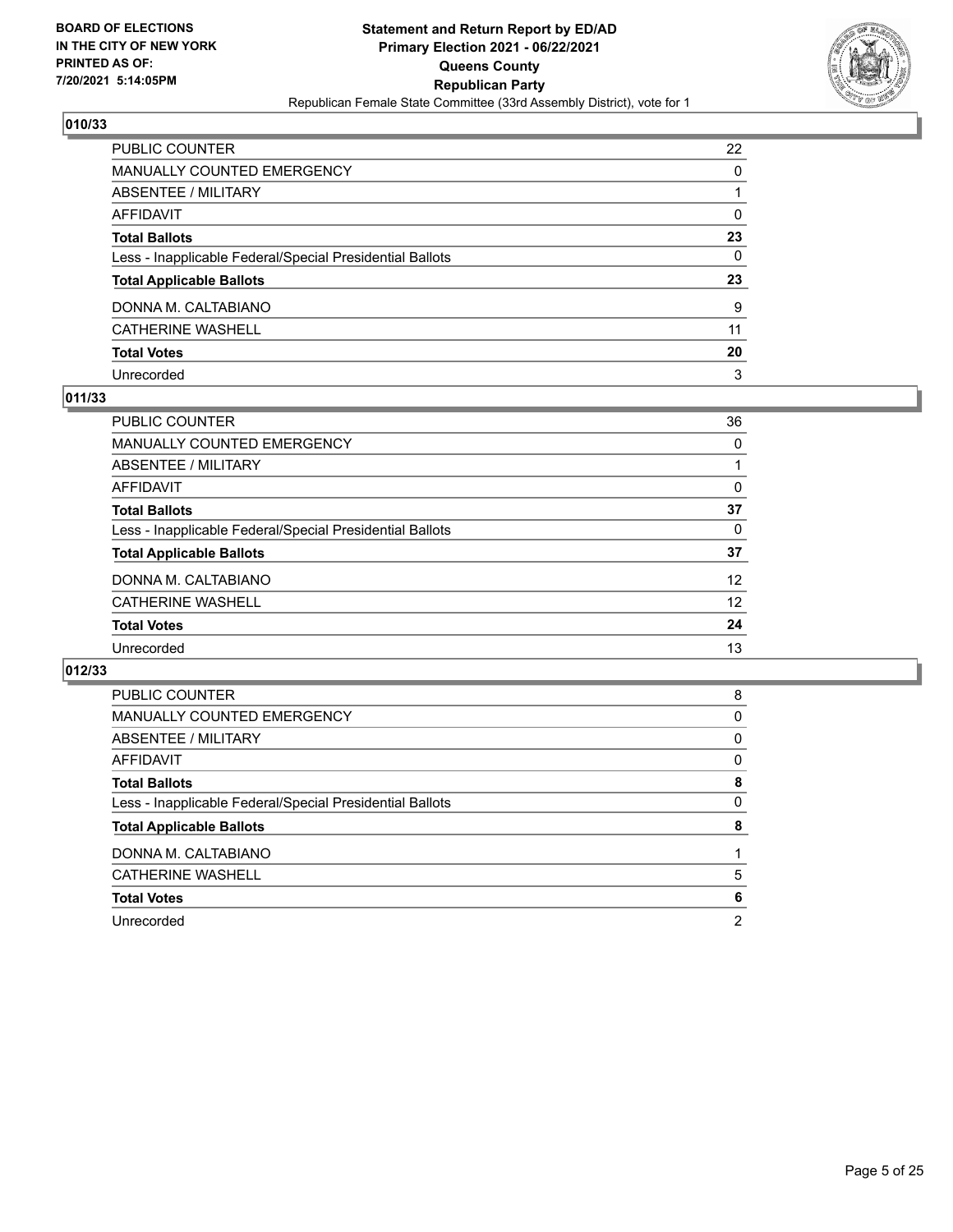## 010/33

| | |
|---|---|
| PUBLIC COUNTER | 22 |
| MANUALLY COUNTED EMERGENCY | 0 |
| ABSENTEE / MILITARY | 1 |
| AFFIDAVIT | 0 |
| **Total Ballots** | **23** |
| Less - Inapplicable Federal/Special Presidential Ballots | 0 |
| **Total Applicable Ballots** | **23** |
| DONNA M. CALTABIANO | 9 |
| CATHERINE WASHELL | 11 |
| **Total Votes** | **20** |
| Unrecorded | 3 |

## 011/33

| | |
|---|---|
| PUBLIC COUNTER | 36 |
| MANUALLY COUNTED EMERGENCY | 0 |
| ABSENTEE / MILITARY | 1 |
| AFFIDAVIT | 0 |
| **Total Ballots** | **37** |
| Less - Inapplicable Federal/Special Presidential Ballots | 0 |
| **Total Applicable Ballots** | **37** |
| DONNA M. CALTABIANO | 12 |
| CATHERINE WASHELL | 12 |
| **Total Votes** | **24** |
| Unrecorded | 13 |

## 012/33

| | |
|---|---|
| PUBLIC COUNTER | 8 |
| MANUALLY COUNTED EMERGENCY | 0 |
| ABSENTEE / MILITARY | 0 |
| AFFIDAVIT | 0 |
| **Total Ballots** | **8** |
| Less - Inapplicable Federal/Special Presidential Ballots | 0 |
| **Total Applicable Ballots** | **8** |
| DONNA M. CALTABIANO | 1 |
| CATHERINE WASHELL | 5 |
| **Total Votes** | **6** |
| Unrecorded | 2 |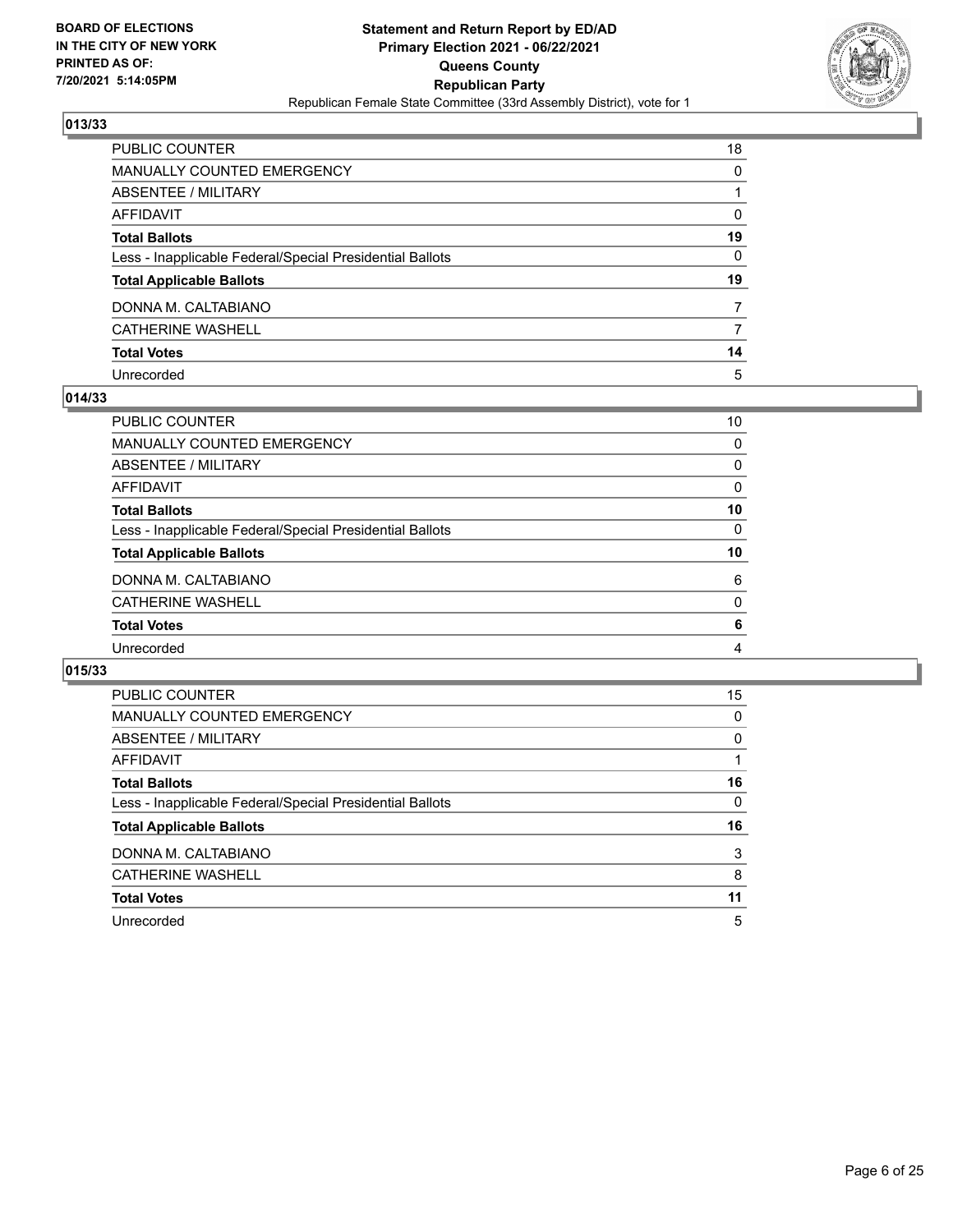BOARD OF ELECTIONS
IN THE CITY OF NEW YORK
PRINTED AS OF:
7/20/2021 5:14:05PM

**Statement and Return Report by ED/AD**
**Primary Election 2021 - 06/22/2021**
**Queens County**
**Republican Party**
Republican Female State Committee (33rd Assembly District), vote for 1

## 013/33

| | |
|---|---|
| PUBLIC COUNTER | 18 |
| MANUALLY COUNTED EMERGENCY | 0 |
| ABSENTEE / MILITARY | 1 |
| AFFIDAVIT | 0 |
| **Total Ballots** | **19** |
| Less - Inapplicable Federal/Special Presidential Ballots | 0 |
| **Total Applicable Ballots** | **19** |
| DONNA M. CALTABIANO | 7 |
| CATHERINE WASHELL | 7 |
| **Total Votes** | **14** |
| Unrecorded | 5 |

## 014/33

| | |
|---|---|
| PUBLIC COUNTER | 10 |
| MANUALLY COUNTED EMERGENCY | 0 |
| ABSENTEE / MILITARY | 0 |
| AFFIDAVIT | 0 |
| **Total Ballots** | **10** |
| Less - Inapplicable Federal/Special Presidential Ballots | 0 |
| **Total Applicable Ballots** | **10** |
| DONNA M. CALTABIANO | 6 |
| CATHERINE WASHELL | 0 |
| **Total Votes** | **6** |
| Unrecorded | 4 |

## 015/33

| | |
|---|---|
| PUBLIC COUNTER | 15 |
| MANUALLY COUNTED EMERGENCY | 0 |
| ABSENTEE / MILITARY | 0 |
| AFFIDAVIT | 1 |
| **Total Ballots** | **16** |
| Less - Inapplicable Federal/Special Presidential Ballots | 0 |
| **Total Applicable Ballots** | **16** |
| DONNA M. CALTABIANO | 3 |
| CATHERINE WASHELL | 8 |
| **Total Votes** | **11** |
| Unrecorded | 5 |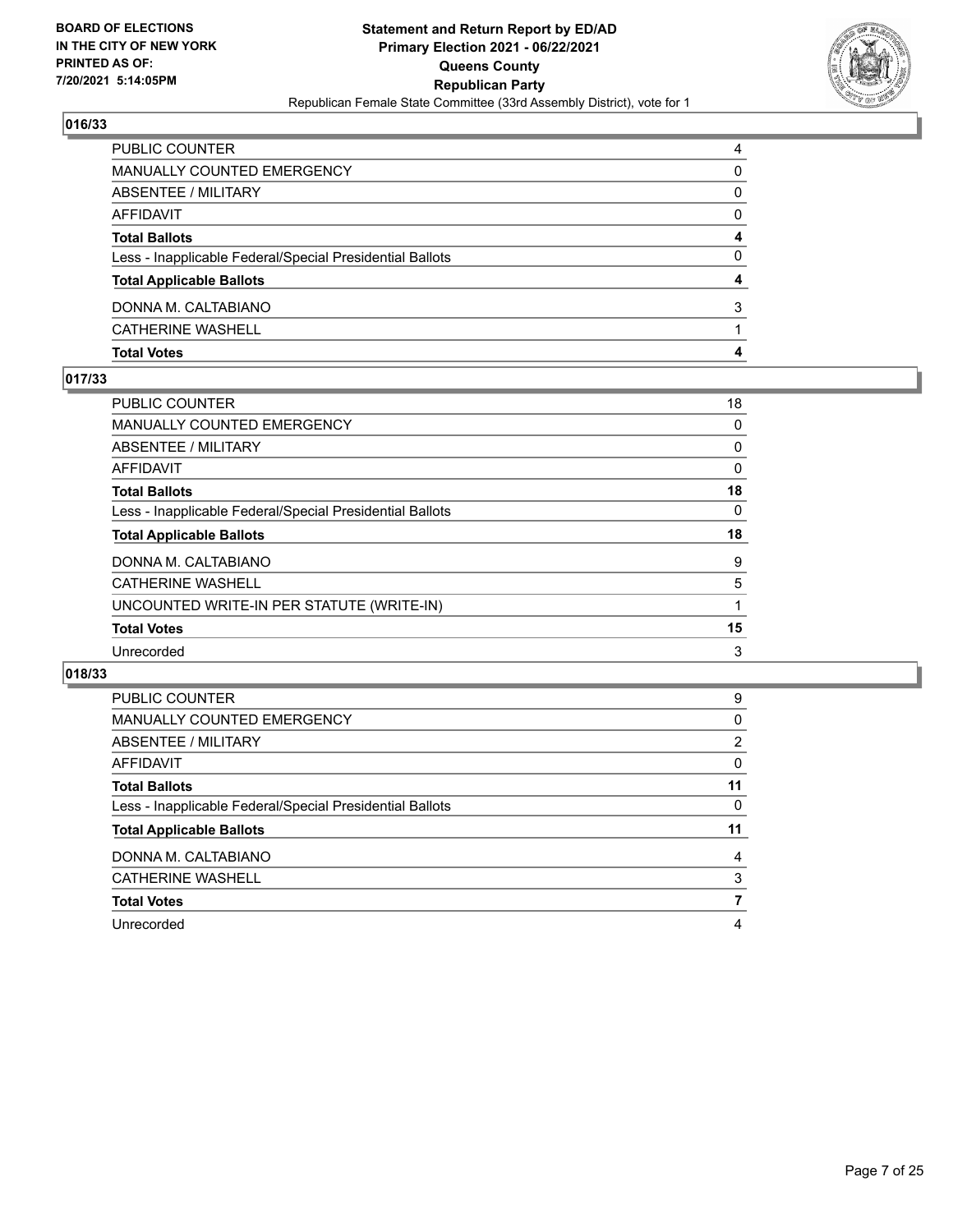**BOARD OF ELECTIONS IN THE CITY OF NEW YORK PRINTED AS OF: 7/20/2021 5:14:05PM**

**Statement and Return Report by ED/AD Primary Election 2021 - 06/22/2021 Queens County Republican Party**

Republican Female State Committee (33rd Assembly District), vote for 1

## 016/33

| | |
|---|---|
| PUBLIC COUNTER | 4 |
| MANUALLY COUNTED EMERGENCY | 0 |
| ABSENTEE / MILITARY | 0 |
| AFFIDAVIT | 0 |
| **Total Ballots** | **4** |
| Less - Inapplicable Federal/Special Presidential Ballots | 0 |
| **Total Applicable Ballots** | **4** |
| DONNA M. CALTABIANO | 3 |
| CATHERINE WASHELL | 1 |
| **Total Votes** | **4** |

## 017/33

| | |
|---|---|
| PUBLIC COUNTER | 18 |
| MANUALLY COUNTED EMERGENCY | 0 |
| ABSENTEE / MILITARY | 0 |
| AFFIDAVIT | 0 |
| **Total Ballots** | **18** |
| Less - Inapplicable Federal/Special Presidential Ballots | 0 |
| **Total Applicable Ballots** | **18** |
| DONNA M. CALTABIANO | 9 |
| CATHERINE WASHELL | 5 |
| UNCOUNTED WRITE-IN PER STATUTE (WRITE-IN) | 1 |
| **Total Votes** | **15** |
| Unrecorded | 3 |

## 018/33

| | |
|---|---|
| PUBLIC COUNTER | 9 |
| MANUALLY COUNTED EMERGENCY | 0 |
| ABSENTEE / MILITARY | 2 |
| AFFIDAVIT | 0 |
| **Total Ballots** | **11** |
| Less - Inapplicable Federal/Special Presidential Ballots | 0 |
| **Total Applicable Ballots** | **11** |
| DONNA M. CALTABIANO | 4 |
| CATHERINE WASHELL | 3 |
| **Total Votes** | **7** |
| Unrecorded | 4 |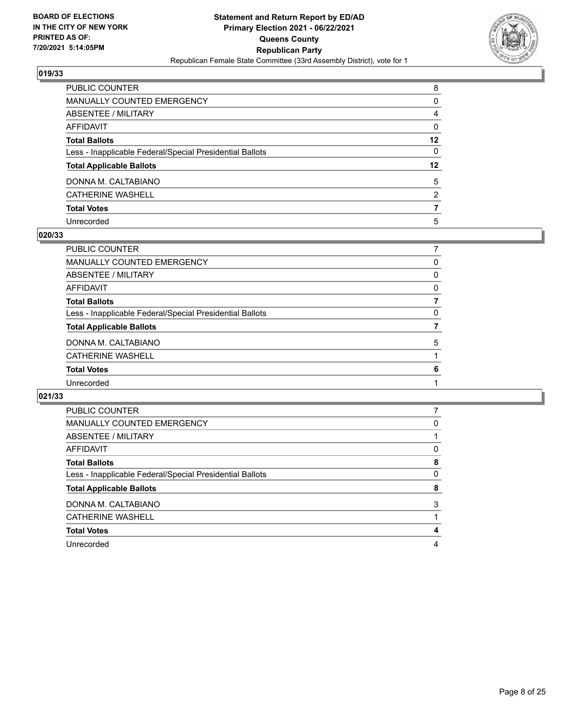BOARD OF ELECTIONS
IN THE CITY OF NEW YORK
PRINTED AS OF:
7/20/2021 5:14:05PM

**Statement and Return Report by ED/AD**
**Primary Election 2021 - 06/22/2021**
**Queens County**
**Republican Party**
Republican Female State Committee (33rd Assembly District), vote for 1

## 019/33

| | |
|---|---|
| PUBLIC COUNTER | 8 |
| MANUALLY COUNTED EMERGENCY | 0 |
| ABSENTEE / MILITARY | 4 |
| AFFIDAVIT | 0 |
| **Total Ballots** | **12** |
| Less - Inapplicable Federal/Special Presidential Ballots | 0 |
| **Total Applicable Ballots** | **12** |
| DONNA M. CALTABIANO | 5 |
| CATHERINE WASHELL | 2 |
| **Total Votes** | **7** |
| Unrecorded | 5 |

## 020/33

| | |
|---|---|
| PUBLIC COUNTER | 7 |
| MANUALLY COUNTED EMERGENCY | 0 |
| ABSENTEE / MILITARY | 0 |
| AFFIDAVIT | 0 |
| **Total Ballots** | **7** |
| Less - Inapplicable Federal/Special Presidential Ballots | 0 |
| **Total Applicable Ballots** | **7** |
| DONNA M. CALTABIANO | 5 |
| CATHERINE WASHELL | 1 |
| **Total Votes** | **6** |
| Unrecorded | 1 |

## 021/33

| | |
|---|---|
| PUBLIC COUNTER | 7 |
| MANUALLY COUNTED EMERGENCY | 0 |
| ABSENTEE / MILITARY | 1 |
| AFFIDAVIT | 0 |
| **Total Ballots** | **8** |
| Less - Inapplicable Federal/Special Presidential Ballots | 0 |
| **Total Applicable Ballots** | **8** |
| DONNA M. CALTABIANO | 3 |
| CATHERINE WASHELL | 1 |
| **Total Votes** | **4** |
| Unrecorded | 4 |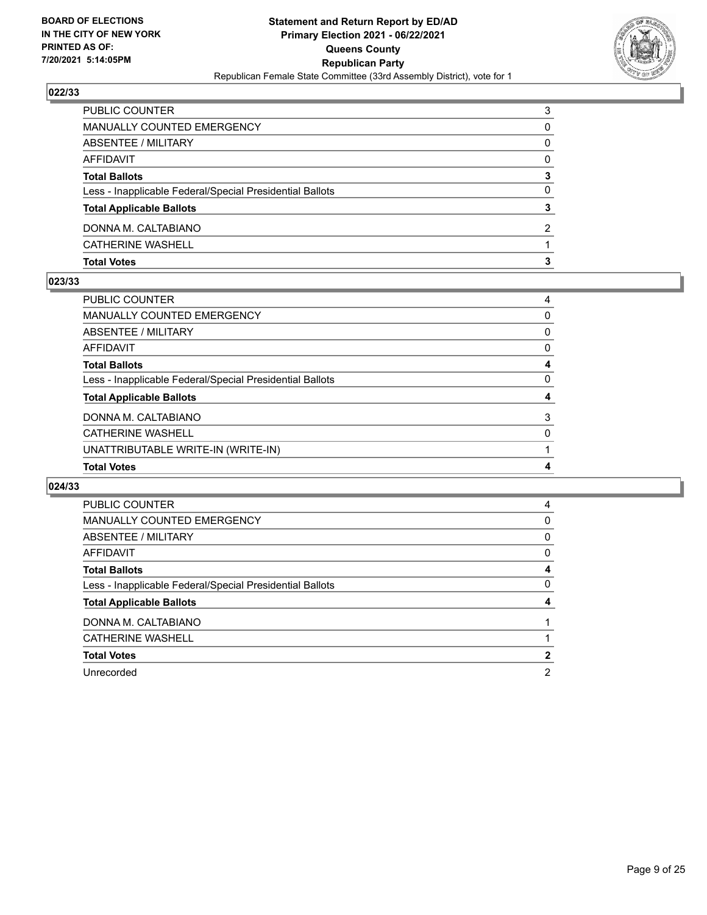## 022/33

| | |
|---|---|
| PUBLIC COUNTER | 3 |
| MANUALLY COUNTED EMERGENCY | 0 |
| ABSENTEE / MILITARY | 0 |
| AFFIDAVIT | 0 |
| **Total Ballots** | **3** |
| Less - Inapplicable Federal/Special Presidential Ballots | 0 |
| **Total Applicable Ballots** | **3** |
| DONNA M. CALTABIANO | 2 |
| CATHERINE WASHELL | 1 |
| **Total Votes** | **3** |

## 023/33

| | |
|---|---|
| PUBLIC COUNTER | 4 |
| MANUALLY COUNTED EMERGENCY | 0 |
| ABSENTEE / MILITARY | 0 |
| AFFIDAVIT | 0 |
| **Total Ballots** | **4** |
| Less - Inapplicable Federal/Special Presidential Ballots | 0 |
| **Total Applicable Ballots** | **4** |
| DONNA M. CALTABIANO | 3 |
| CATHERINE WASHELL | 0 |
| UNATTRIBUTABLE WRITE-IN (WRITE-IN) | 1 |
| **Total Votes** | **4** |

## 024/33

| | |
|---|---|
| PUBLIC COUNTER | 4 |
| MANUALLY COUNTED EMERGENCY | 0 |
| ABSENTEE / MILITARY | 0 |
| AFFIDAVIT | 0 |
| **Total Ballots** | **4** |
| Less - Inapplicable Federal/Special Presidential Ballots | 0 |
| **Total Applicable Ballots** | **4** |
| DONNA M. CALTABIANO | 1 |
| CATHERINE WASHELL | 1 |
| **Total Votes** | **2** |
| Unrecorded | 2 |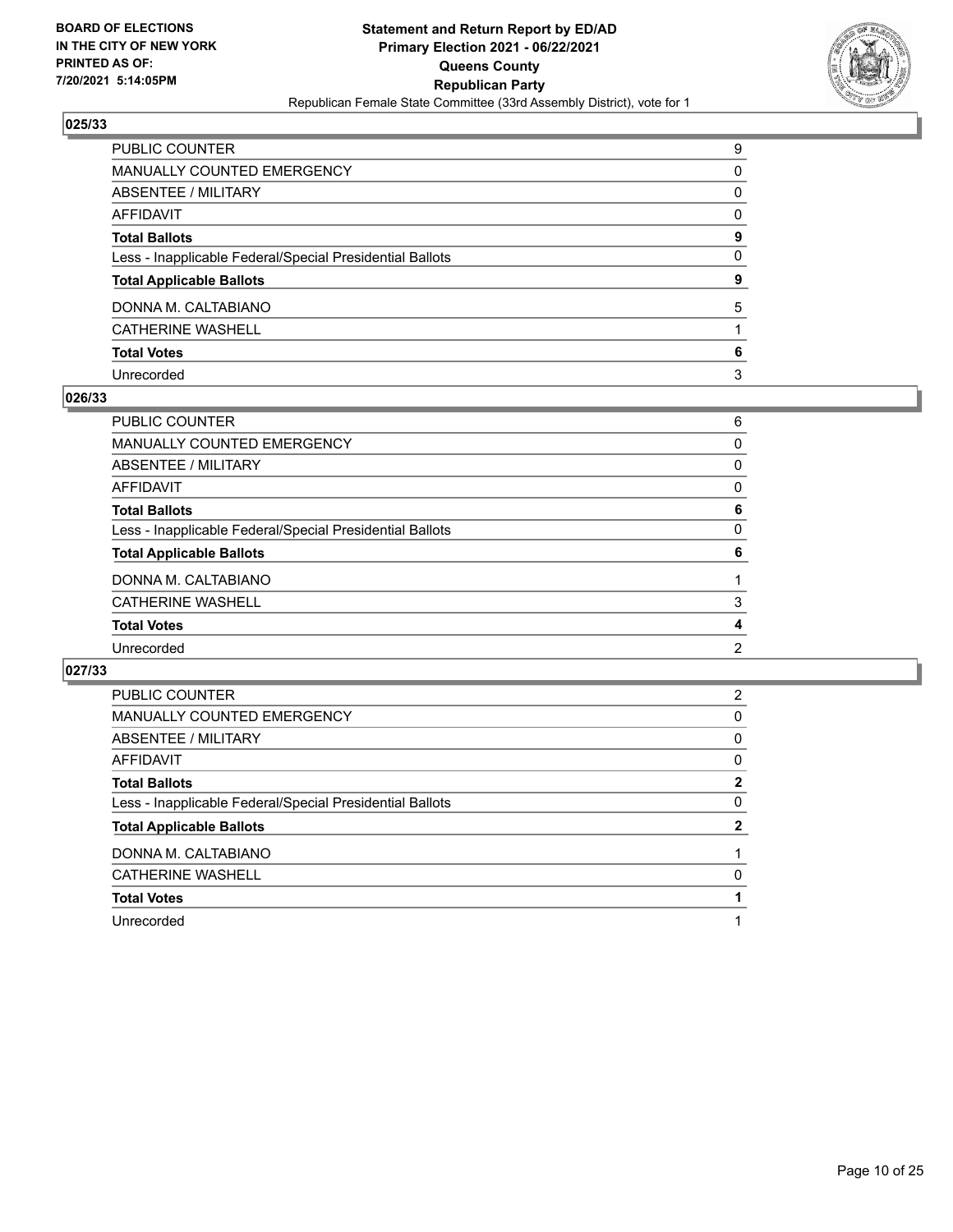## 025/33

| | |
|---|---|
| PUBLIC COUNTER | 9 |
| MANUALLY COUNTED EMERGENCY | 0 |
| ABSENTEE / MILITARY | 0 |
| AFFIDAVIT | 0 |
| **Total Ballots** | **9** |
| Less - Inapplicable Federal/Special Presidential Ballots | 0 |
| **Total Applicable Ballots** | **9** |
| DONNA M. CALTABIANO | 5 |
| CATHERINE WASHELL | 1 |
| **Total Votes** | **6** |
| Unrecorded | 3 |

## 026/33

| | |
|---|---|
| PUBLIC COUNTER | 6 |
| MANUALLY COUNTED EMERGENCY | 0 |
| ABSENTEE / MILITARY | 0 |
| AFFIDAVIT | 0 |
| **Total Ballots** | **6** |
| Less - Inapplicable Federal/Special Presidential Ballots | 0 |
| **Total Applicable Ballots** | **6** |
| DONNA M. CALTABIANO | 1 |
| CATHERINE WASHELL | 3 |
| **Total Votes** | **4** |
| Unrecorded | 2 |

## 027/33

| | |
|---|---|
| PUBLIC COUNTER | 2 |
| MANUALLY COUNTED EMERGENCY | 0 |
| ABSENTEE / MILITARY | 0 |
| AFFIDAVIT | 0 |
| **Total Ballots** | **2** |
| Less - Inapplicable Federal/Special Presidential Ballots | 0 |
| **Total Applicable Ballots** | **2** |
| DONNA M. CALTABIANO | 1 |
| CATHERINE WASHELL | 0 |
| **Total Votes** | **1** |
| Unrecorded | 1 |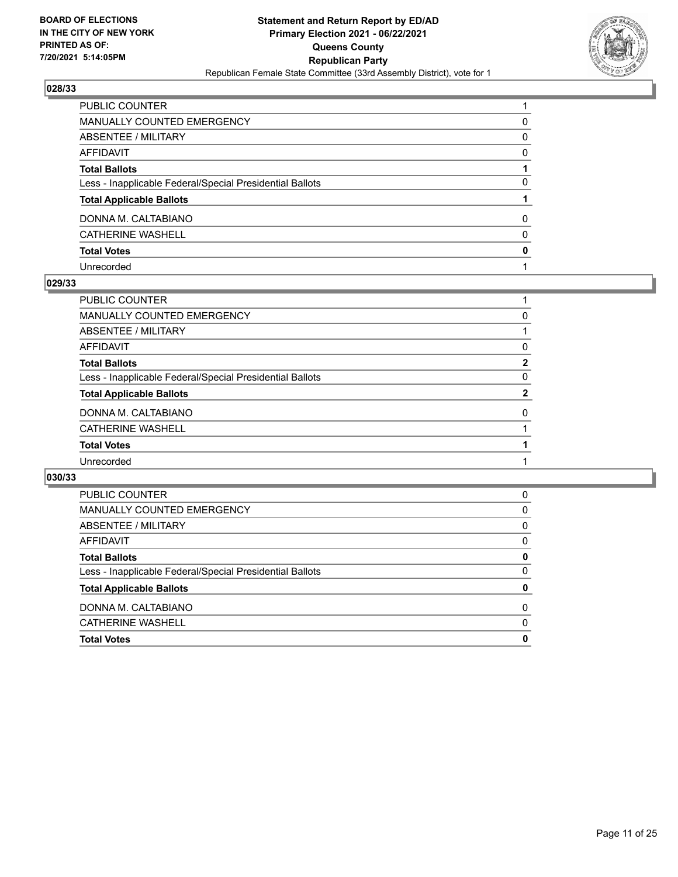## 028/33

| | |
|---|---|
| PUBLIC COUNTER | 1 |
| MANUALLY COUNTED EMERGENCY | 0 |
| ABSENTEE / MILITARY | 0 |
| AFFIDAVIT | 0 |
| **Total Ballots** | **1** |
| Less - Inapplicable Federal/Special Presidential Ballots | 0 |
| **Total Applicable Ballots** | **1** |
| DONNA M. CALTABIANO | 0 |
| CATHERINE WASHELL | 0 |
| **Total Votes** | **0** |
| Unrecorded | 1 |

## 029/33

| | |
|---|---|
| PUBLIC COUNTER | 1 |
| MANUALLY COUNTED EMERGENCY | 0 |
| ABSENTEE / MILITARY | 1 |
| AFFIDAVIT | 0 |
| **Total Ballots** | **2** |
| Less - Inapplicable Federal/Special Presidential Ballots | 0 |
| **Total Applicable Ballots** | **2** |
| DONNA M. CALTABIANO | 0 |
| CATHERINE WASHELL | 1 |
| **Total Votes** | **1** |
| Unrecorded | 1 |

## 030/33

| | |
|---|---|
| PUBLIC COUNTER | 0 |
| MANUALLY COUNTED EMERGENCY | 0 |
| ABSENTEE / MILITARY | 0 |
| AFFIDAVIT | 0 |
| **Total Ballots** | **0** |
| Less - Inapplicable Federal/Special Presidential Ballots | 0 |
| **Total Applicable Ballots** | **0** |
| DONNA M. CALTABIANO | 0 |
| CATHERINE WASHELL | 0 |
| **Total Votes** | **0** |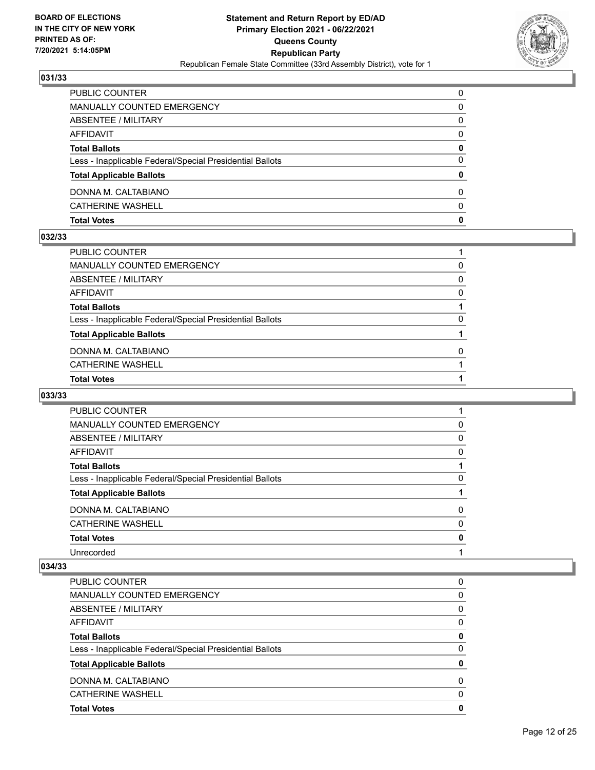BOARD OF ELECTIONS
IN THE CITY OF NEW YORK
PRINTED AS OF:
7/20/2021 5:14:05PM

# Statement and Return Report by ED/AD
## Primary Election 2021 - 06/22/2021
## Queens County
## Republican Party
Republican Female State Committee (33rd Assembly District), vote for 1

### 031/33

| | |
|---|---|
| PUBLIC COUNTER | 0 |
| MANUALLY COUNTED EMERGENCY | 0 |
| ABSENTEE / MILITARY | 0 |
| AFFIDAVIT | 0 |
| **Total Ballots** | **0** |
| Less - Inapplicable Federal/Special Presidential Ballots | 0 |
| **Total Applicable Ballots** | **0** |
| DONNA M. CALTABIANO | 0 |
| CATHERINE WASHELL | 0 |
| **Total Votes** | **0** |

### 032/33

| | |
|---|---|
| PUBLIC COUNTER | 1 |
| MANUALLY COUNTED EMERGENCY | 0 |
| ABSENTEE / MILITARY | 0 |
| AFFIDAVIT | 0 |
| **Total Ballots** | **1** |
| Less - Inapplicable Federal/Special Presidential Ballots | 0 |
| **Total Applicable Ballots** | **1** |
| DONNA M. CALTABIANO | 0 |
| CATHERINE WASHELL | 1 |
| **Total Votes** | **1** |

### 033/33

| | |
|---|---|
| PUBLIC COUNTER | 1 |
| MANUALLY COUNTED EMERGENCY | 0 |
| ABSENTEE / MILITARY | 0 |
| AFFIDAVIT | 0 |
| **Total Ballots** | **1** |
| Less - Inapplicable Federal/Special Presidential Ballots | 0 |
| **Total Applicable Ballots** | **1** |
| DONNA M. CALTABIANO | 0 |
| CATHERINE WASHELL | 0 |
| **Total Votes** | **0** |
| Unrecorded | 1 |

### 034/33

| | |
|---|---|
| PUBLIC COUNTER | 0 |
| MANUALLY COUNTED EMERGENCY | 0 |
| ABSENTEE / MILITARY | 0 |
| AFFIDAVIT | 0 |
| **Total Ballots** | **0** |
| Less - Inapplicable Federal/Special Presidential Ballots | 0 |
| **Total Applicable Ballots** | **0** |
| DONNA M. CALTABIANO | 0 |
| CATHERINE WASHELL | 0 |
| **Total Votes** | **0** |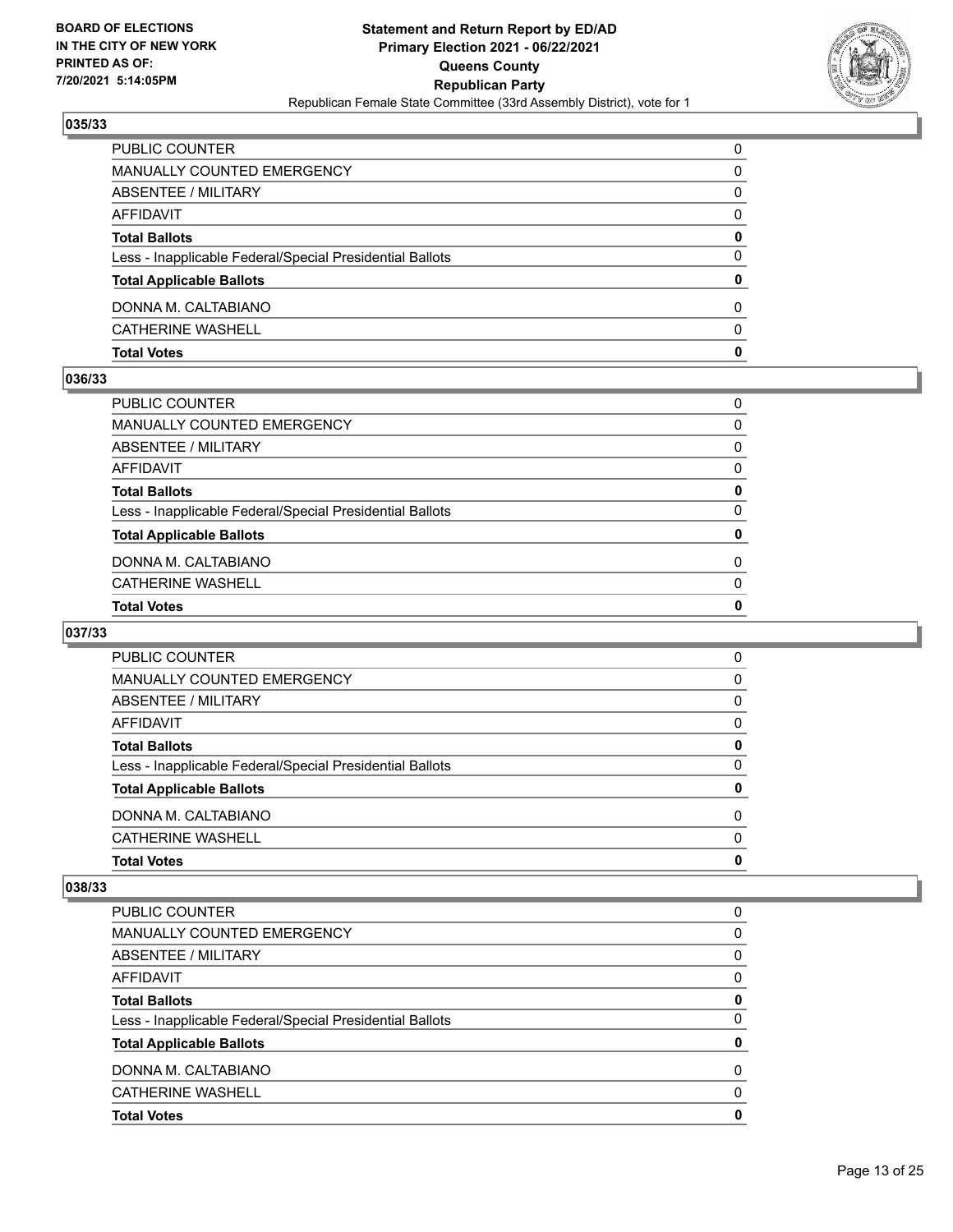**BOARD OF ELECTIONS IN THE CITY OF NEW YORK PRINTED AS OF: 7/20/2021 5:14:05PM**

**Statement and Return Report by ED/AD Primary Election 2021 - 06/22/2021 Queens County Republican Party**

Republican Female State Committee (33rd Assembly District), vote for 1

### 035/33

| | |
|---|---|
| PUBLIC COUNTER | 0 |
| MANUALLY COUNTED EMERGENCY | 0 |
| ABSENTEE / MILITARY | 0 |
| AFFIDAVIT | 0 |
| **Total Ballots** | **0** |
| Less - Inapplicable Federal/Special Presidential Ballots | 0 |
| **Total Applicable Ballots** | **0** |
| DONNA M. CALTABIANO | 0 |
| CATHERINE WASHELL | 0 |
| **Total Votes** | **0** |

### 036/33

| | |
|---|---|
| PUBLIC COUNTER | 0 |
| MANUALLY COUNTED EMERGENCY | 0 |
| ABSENTEE / MILITARY | 0 |
| AFFIDAVIT | 0 |
| **Total Ballots** | **0** |
| Less - Inapplicable Federal/Special Presidential Ballots | 0 |
| **Total Applicable Ballots** | **0** |
| DONNA M. CALTABIANO | 0 |
| CATHERINE WASHELL | 0 |
| **Total Votes** | **0** |

### 037/33

| | |
|---|---|
| PUBLIC COUNTER | 0 |
| MANUALLY COUNTED EMERGENCY | 0 |
| ABSENTEE / MILITARY | 0 |
| AFFIDAVIT | 0 |
| **Total Ballots** | **0** |
| Less - Inapplicable Federal/Special Presidential Ballots | 0 |
| **Total Applicable Ballots** | **0** |
| DONNA M. CALTABIANO | 0 |
| CATHERINE WASHELL | 0 |
| **Total Votes** | **0** |

### 038/33

| | |
|---|---|
| PUBLIC COUNTER | 0 |
| MANUALLY COUNTED EMERGENCY | 0 |
| ABSENTEE / MILITARY | 0 |
| AFFIDAVIT | 0 |
| **Total Ballots** | **0** |
| Less - Inapplicable Federal/Special Presidential Ballots | 0 |
| **Total Applicable Ballots** | **0** |
| DONNA M. CALTABIANO | 0 |
| CATHERINE WASHELL | 0 |
| **Total Votes** | **0** |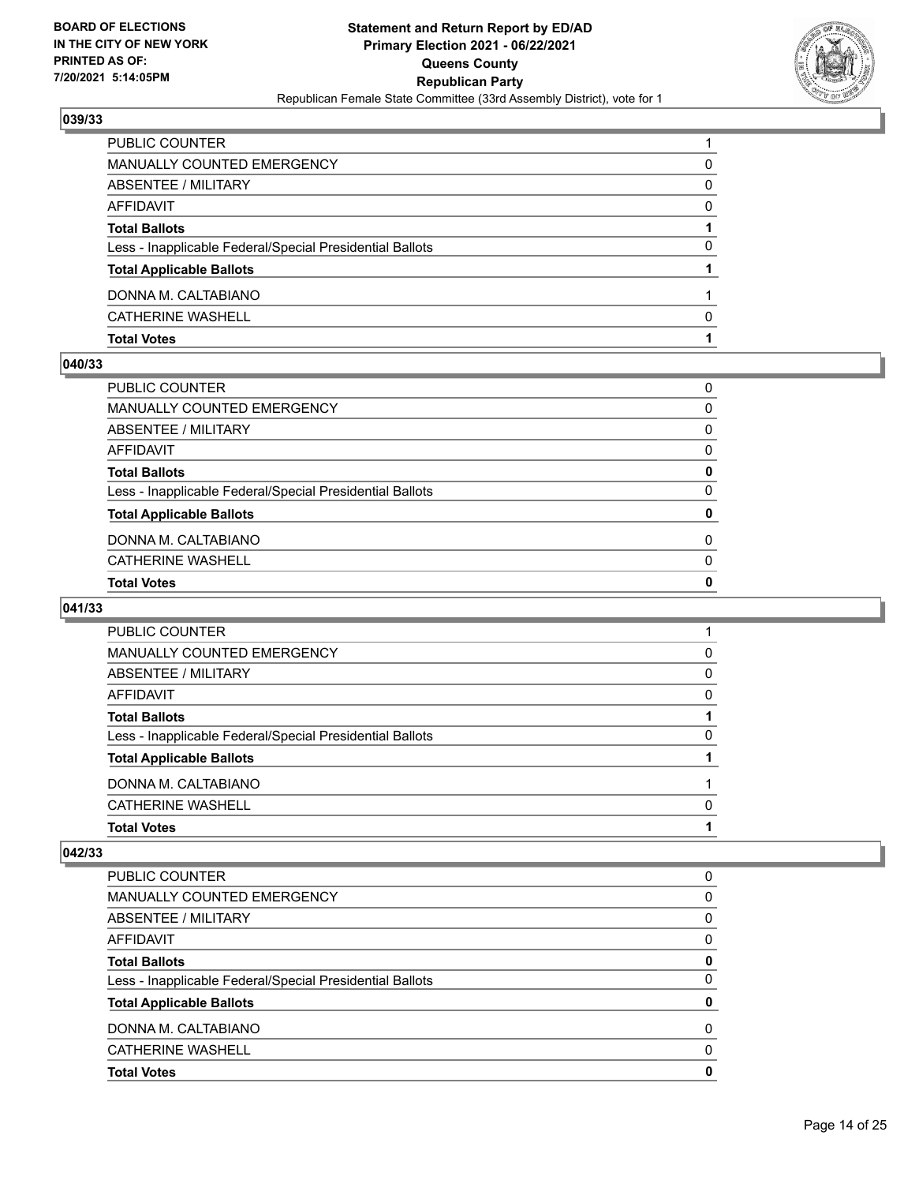## 039/33

| | |
|---|---|
| PUBLIC COUNTER | 1 |
| MANUALLY COUNTED EMERGENCY | 0 |
| ABSENTEE / MILITARY | 0 |
| AFFIDAVIT | 0 |
| **Total Ballots** | **1** |
| Less - Inapplicable Federal/Special Presidential Ballots | 0 |
| **Total Applicable Ballots** | **1** |
| DONNA M. CALTABIANO | 1 |
| CATHERINE WASHELL | 0 |
| **Total Votes** | **1** |

## 040/33

| | |
|---|---|
| PUBLIC COUNTER | 0 |
| MANUALLY COUNTED EMERGENCY | 0 |
| ABSENTEE / MILITARY | 0 |
| AFFIDAVIT | 0 |
| **Total Ballots** | **0** |
| Less - Inapplicable Federal/Special Presidential Ballots | 0 |
| **Total Applicable Ballots** | **0** |
| DONNA M. CALTABIANO | 0 |
| CATHERINE WASHELL | 0 |
| **Total Votes** | **0** |

## 041/33

| | |
|---|---|
| PUBLIC COUNTER | 1 |
| MANUALLY COUNTED EMERGENCY | 0 |
| ABSENTEE / MILITARY | 0 |
| AFFIDAVIT | 0 |
| **Total Ballots** | **1** |
| Less - Inapplicable Federal/Special Presidential Ballots | 0 |
| **Total Applicable Ballots** | **1** |
| DONNA M. CALTABIANO | 1 |
| CATHERINE WASHELL | 0 |
| **Total Votes** | **1** |

## 042/33

| | |
|---|---|
| PUBLIC COUNTER | 0 |
| MANUALLY COUNTED EMERGENCY | 0 |
| ABSENTEE / MILITARY | 0 |
| AFFIDAVIT | 0 |
| **Total Ballots** | **0** |
| Less - Inapplicable Federal/Special Presidential Ballots | 0 |
| **Total Applicable Ballots** | **0** |
| DONNA M. CALTABIANO | 0 |
| CATHERINE WASHELL | 0 |
| **Total Votes** | **0** |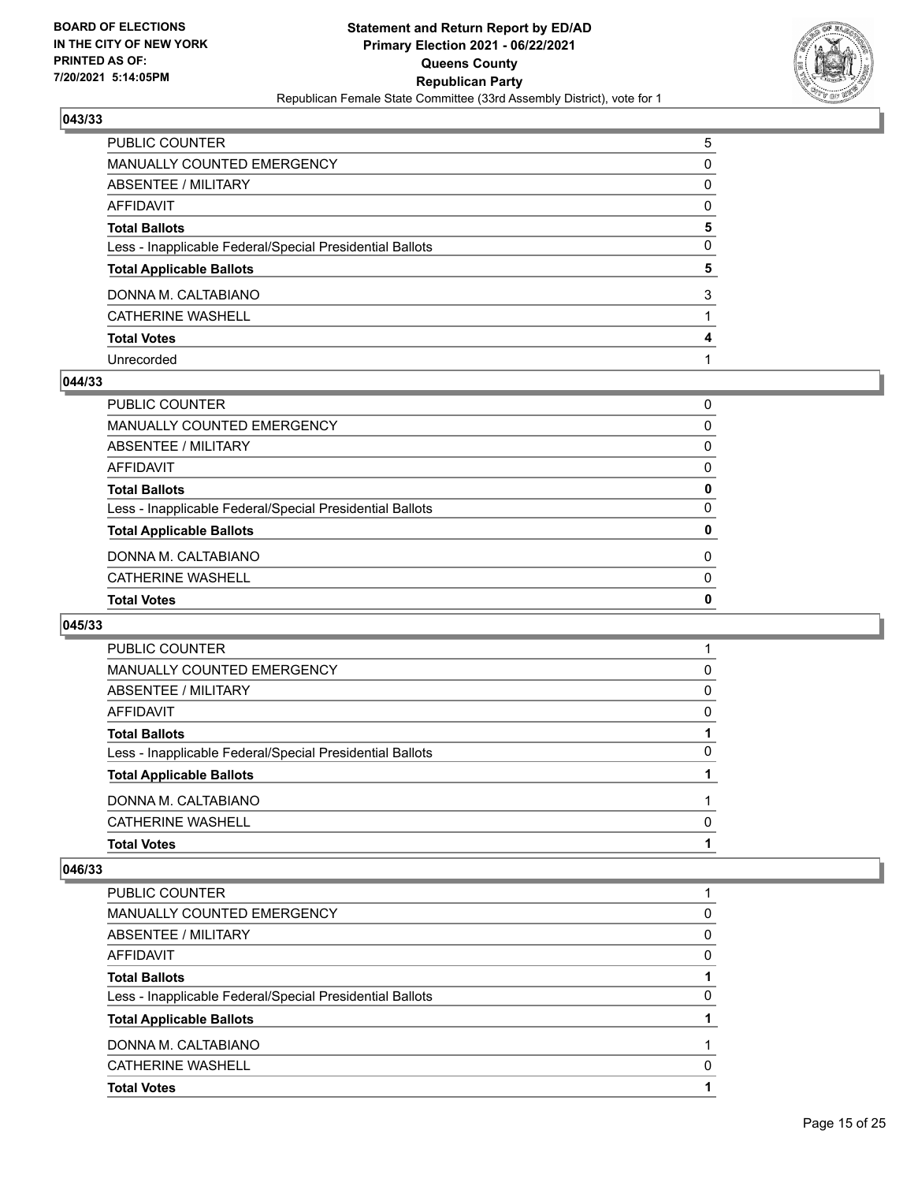## 043/33

| | |
|---|---|
| PUBLIC COUNTER | 5 |
| MANUALLY COUNTED EMERGENCY | 0 |
| ABSENTEE / MILITARY | 0 |
| AFFIDAVIT | 0 |
| **Total Ballots** | **5** |
| Less - Inapplicable Federal/Special Presidential Ballots | 0 |
| **Total Applicable Ballots** | **5** |
| DONNA M. CALTABIANO | 3 |
| CATHERINE WASHELL | 1 |
| **Total Votes** | **4** |
| Unrecorded | 1 |

## 044/33

| | |
|---|---|
| PUBLIC COUNTER | 0 |
| MANUALLY COUNTED EMERGENCY | 0 |
| ABSENTEE / MILITARY | 0 |
| AFFIDAVIT | 0 |
| **Total Ballots** | **0** |
| Less - Inapplicable Federal/Special Presidential Ballots | 0 |
| **Total Applicable Ballots** | **0** |
| DONNA M. CALTABIANO | 0 |
| CATHERINE WASHELL | 0 |
| **Total Votes** | **0** |

## 045/33

| | |
|---|---|
| PUBLIC COUNTER | 1 |
| MANUALLY COUNTED EMERGENCY | 0 |
| ABSENTEE / MILITARY | 0 |
| AFFIDAVIT | 0 |
| **Total Ballots** | **1** |
| Less - Inapplicable Federal/Special Presidential Ballots | 0 |
| **Total Applicable Ballots** | **1** |
| DONNA M. CALTABIANO | 1 |
| CATHERINE WASHELL | 0 |
| **Total Votes** | **1** |

## 046/33

| | |
|---|---|
| PUBLIC COUNTER | 1 |
| MANUALLY COUNTED EMERGENCY | 0 |
| ABSENTEE / MILITARY | 0 |
| AFFIDAVIT | 0 |
| **Total Ballots** | **1** |
| Less - Inapplicable Federal/Special Presidential Ballots | 0 |
| **Total Applicable Ballots** | **1** |
| DONNA M. CALTABIANO | 1 |
| CATHERINE WASHELL | 0 |
| **Total Votes** | **1** |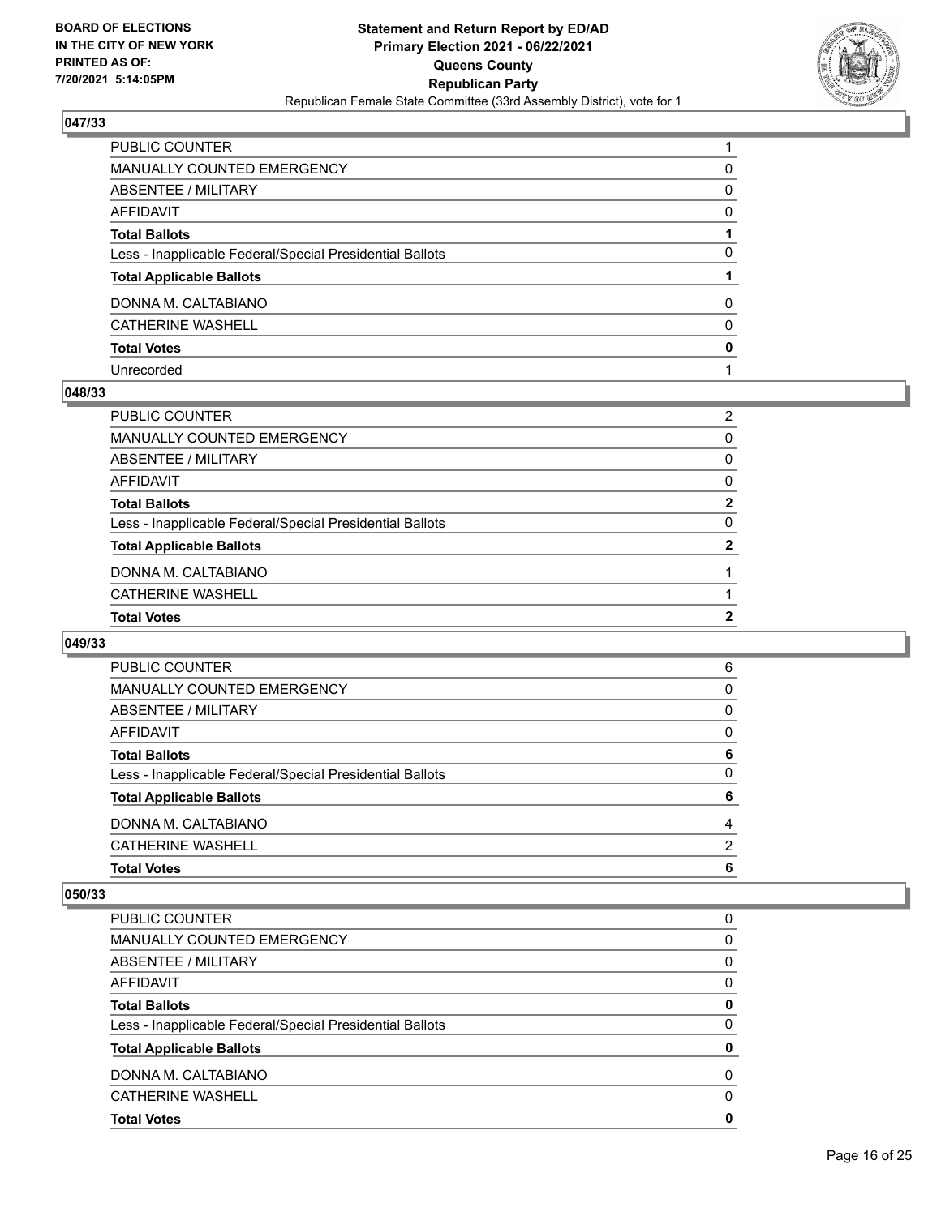**BOARD OF ELECTIONS IN THE CITY OF NEW YORK PRINTED AS OF: 7/20/2021 5:14:05PM**

**Statement and Return Report by ED/AD**
**Primary Election 2021 - 06/22/2021**
**Queens County**
**Republican Party**
Republican Female State Committee (33rd Assembly District), vote for 1

### 047/33

| | |
|---|---|
| PUBLIC COUNTER | 1 |
| MANUALLY COUNTED EMERGENCY | 0 |
| ABSENTEE / MILITARY | 0 |
| AFFIDAVIT | 0 |
| **Total Ballots** | **1** |
| Less - Inapplicable Federal/Special Presidential Ballots | 0 |
| **Total Applicable Ballots** | **1** |
| DONNA M. CALTABIANO | 0 |
| CATHERINE WASHELL | 0 |
| **Total Votes** | **0** |
| Unrecorded | 1 |

### 048/33

| | |
|---|---|
| PUBLIC COUNTER | 2 |
| MANUALLY COUNTED EMERGENCY | 0 |
| ABSENTEE / MILITARY | 0 |
| AFFIDAVIT | 0 |
| **Total Ballots** | **2** |
| Less - Inapplicable Federal/Special Presidential Ballots | 0 |
| **Total Applicable Ballots** | **2** |
| DONNA M. CALTABIANO | 1 |
| CATHERINE WASHELL | 1 |
| **Total Votes** | **2** |

### 049/33

| | |
|---|---|
| PUBLIC COUNTER | 6 |
| MANUALLY COUNTED EMERGENCY | 0 |
| ABSENTEE / MILITARY | 0 |
| AFFIDAVIT | 0 |
| **Total Ballots** | **6** |
| Less - Inapplicable Federal/Special Presidential Ballots | 0 |
| **Total Applicable Ballots** | **6** |
| DONNA M. CALTABIANO | 4 |
| CATHERINE WASHELL | 2 |
| **Total Votes** | **6** |

### 050/33

| | |
|---|---|
| PUBLIC COUNTER | 0 |
| MANUALLY COUNTED EMERGENCY | 0 |
| ABSENTEE / MILITARY | 0 |
| AFFIDAVIT | 0 |
| **Total Ballots** | **0** |
| Less - Inapplicable Federal/Special Presidential Ballots | 0 |
| **Total Applicable Ballots** | **0** |
| DONNA M. CALTABIANO | 0 |
| CATHERINE WASHELL | 0 |
| **Total Votes** | **0** |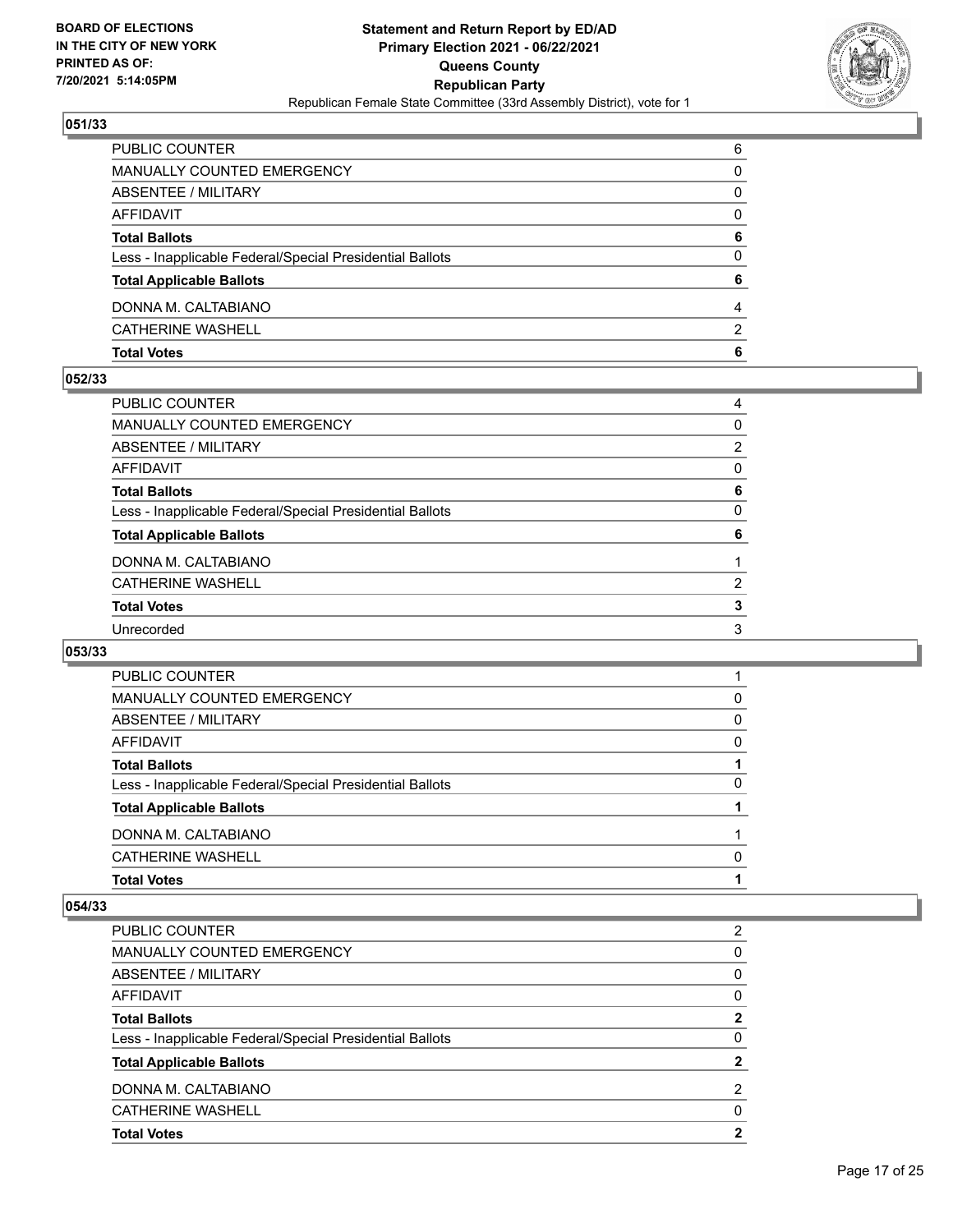**Statement and Return Report by ED/AD**
**Primary Election 2021 - 06/22/2021**
**Queens County**
**Republican Party**
Republican Female State Committee (33rd Assembly District), vote for 1

BOARD OF ELECTIONS IN THE CITY OF NEW YORK PRINTED AS OF: 7/20/2021 5:14:05PM

### 051/33

| | |
|---|---|
| PUBLIC COUNTER | 6 |
| MANUALLY COUNTED EMERGENCY | 0 |
| ABSENTEE / MILITARY | 0 |
| AFFIDAVIT | 0 |
| **Total Ballots** | **6** |
| Less - Inapplicable Federal/Special Presidential Ballots | 0 |
| **Total Applicable Ballots** | **6** |
| DONNA M. CALTABIANO | 4 |
| CATHERINE WASHELL | 2 |
| **Total Votes** | **6** |

### 052/33

| | |
|---|---|
| PUBLIC COUNTER | 4 |
| MANUALLY COUNTED EMERGENCY | 0 |
| ABSENTEE / MILITARY | 2 |
| AFFIDAVIT | 0 |
| **Total Ballots** | **6** |
| Less - Inapplicable Federal/Special Presidential Ballots | 0 |
| **Total Applicable Ballots** | **6** |
| DONNA M. CALTABIANO | 1 |
| CATHERINE WASHELL | 2 |
| **Total Votes** | **3** |
| Unrecorded | 3 |

### 053/33

| | |
|---|---|
| PUBLIC COUNTER | 1 |
| MANUALLY COUNTED EMERGENCY | 0 |
| ABSENTEE / MILITARY | 0 |
| AFFIDAVIT | 0 |
| **Total Ballots** | **1** |
| Less - Inapplicable Federal/Special Presidential Ballots | 0 |
| **Total Applicable Ballots** | **1** |
| DONNA M. CALTABIANO | 1 |
| CATHERINE WASHELL | 0 |
| **Total Votes** | **1** |

### 054/33

| | |
|---|---|
| PUBLIC COUNTER | 2 |
| MANUALLY COUNTED EMERGENCY | 0 |
| ABSENTEE / MILITARY | 0 |
| AFFIDAVIT | 0 |
| **Total Ballots** | **2** |
| Less - Inapplicable Federal/Special Presidential Ballots | 0 |
| **Total Applicable Ballots** | **2** |
| DONNA M. CALTABIANO | 2 |
| CATHERINE WASHELL | 0 |
| **Total Votes** | **2** |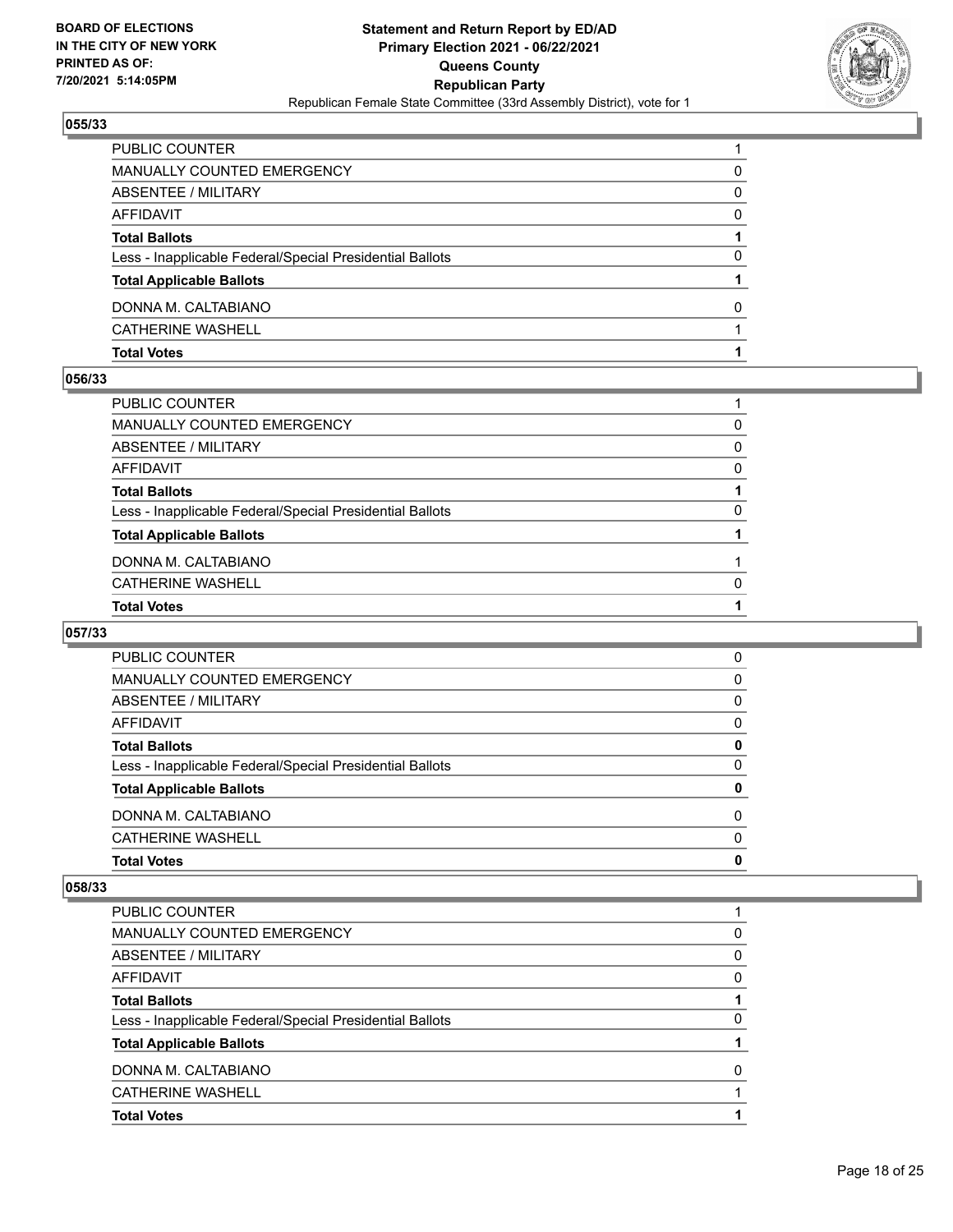## 055/33

| | |
|---|---|
| PUBLIC COUNTER | 1 |
| MANUALLY COUNTED EMERGENCY | 0 |
| ABSENTEE / MILITARY | 0 |
| AFFIDAVIT | 0 |
| **Total Ballots** | **1** |
| Less - Inapplicable Federal/Special Presidential Ballots | 0 |
| **Total Applicable Ballots** | **1** |
| DONNA M. CALTABIANO | 0 |
| CATHERINE WASHELL | 1 |
| **Total Votes** | **1** |

## 056/33

| | |
|---|---|
| PUBLIC COUNTER | 1 |
| MANUALLY COUNTED EMERGENCY | 0 |
| ABSENTEE / MILITARY | 0 |
| AFFIDAVIT | 0 |
| **Total Ballots** | **1** |
| Less - Inapplicable Federal/Special Presidential Ballots | 0 |
| **Total Applicable Ballots** | **1** |
| DONNA M. CALTABIANO | 1 |
| CATHERINE WASHELL | 0 |
| **Total Votes** | **1** |

## 057/33

| | |
|---|---|
| PUBLIC COUNTER | 0 |
| MANUALLY COUNTED EMERGENCY | 0 |
| ABSENTEE / MILITARY | 0 |
| AFFIDAVIT | 0 |
| **Total Ballots** | **0** |
| Less - Inapplicable Federal/Special Presidential Ballots | 0 |
| **Total Applicable Ballots** | **0** |
| DONNA M. CALTABIANO | 0 |
| CATHERINE WASHELL | 0 |
| **Total Votes** | **0** |

## 058/33

| | |
|---|---|
| PUBLIC COUNTER | 1 |
| MANUALLY COUNTED EMERGENCY | 0 |
| ABSENTEE / MILITARY | 0 |
| AFFIDAVIT | 0 |
| **Total Ballots** | **1** |
| Less - Inapplicable Federal/Special Presidential Ballots | 0 |
| **Total Applicable Ballots** | **1** |
| DONNA M. CALTABIANO | 0 |
| CATHERINE WASHELL | 1 |
| **Total Votes** | **1** |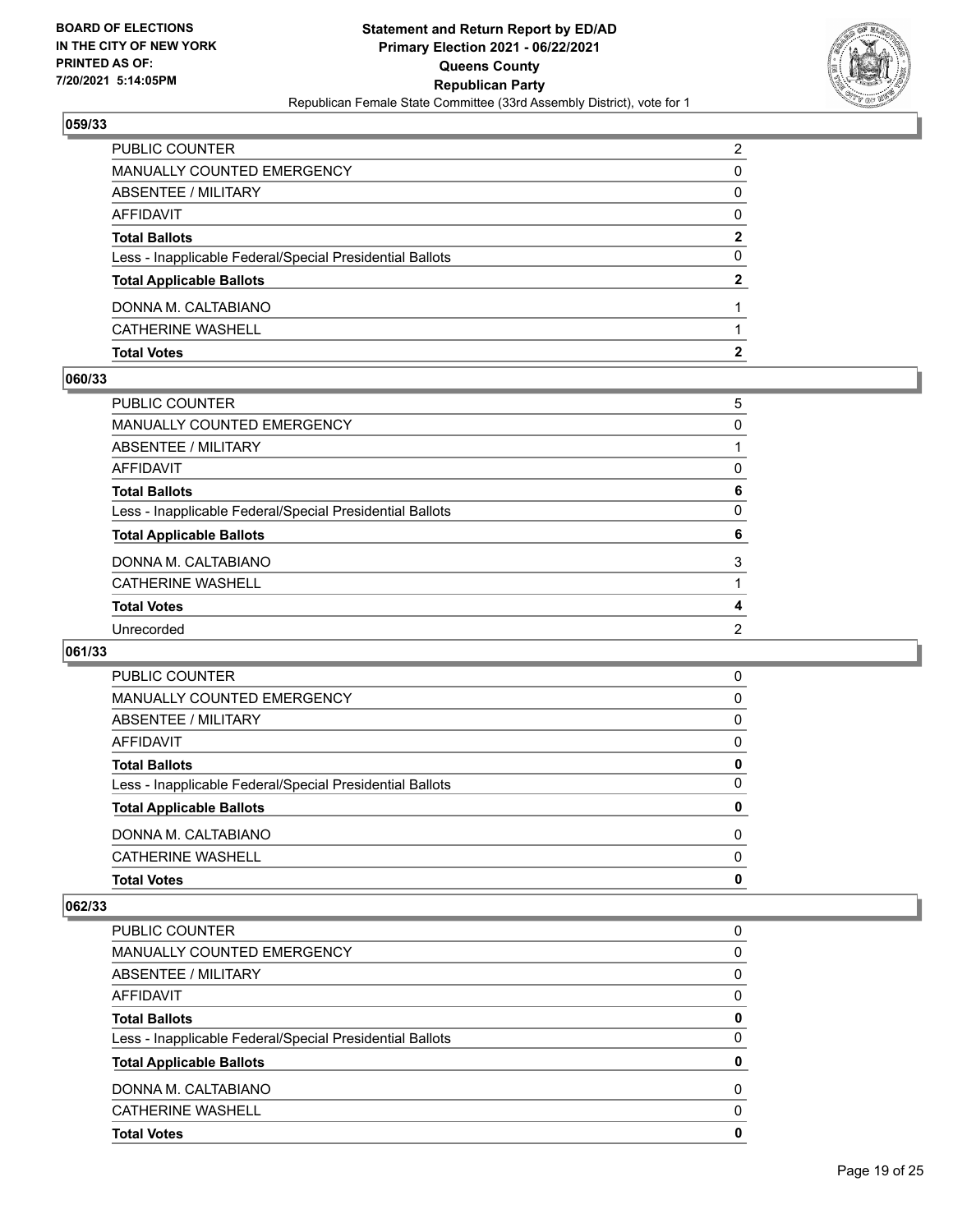## 059/33

| | |
|---|---|
| PUBLIC COUNTER | 2 |
| MANUALLY COUNTED EMERGENCY | 0 |
| ABSENTEE / MILITARY | 0 |
| AFFIDAVIT | 0 |
| **Total Ballots** | **2** |
| Less - Inapplicable Federal/Special Presidential Ballots | 0 |
| **Total Applicable Ballots** | **2** |
| DONNA M. CALTABIANO | 1 |
| CATHERINE WASHELL | 1 |
| **Total Votes** | **2** |

## 060/33

| | |
|---|---|
| PUBLIC COUNTER | 5 |
| MANUALLY COUNTED EMERGENCY | 0 |
| ABSENTEE / MILITARY | 1 |
| AFFIDAVIT | 0 |
| **Total Ballots** | **6** |
| Less - Inapplicable Federal/Special Presidential Ballots | 0 |
| **Total Applicable Ballots** | **6** |
| DONNA M. CALTABIANO | 3 |
| CATHERINE WASHELL | 1 |
| **Total Votes** | **4** |
| Unrecorded | 2 |

## 061/33

| | |
|---|---|
| PUBLIC COUNTER | 0 |
| MANUALLY COUNTED EMERGENCY | 0 |
| ABSENTEE / MILITARY | 0 |
| AFFIDAVIT | 0 |
| **Total Ballots** | **0** |
| Less - Inapplicable Federal/Special Presidential Ballots | 0 |
| **Total Applicable Ballots** | **0** |
| DONNA M. CALTABIANO | 0 |
| CATHERINE WASHELL | 0 |
| **Total Votes** | **0** |

## 062/33

| | |
|---|---|
| PUBLIC COUNTER | 0 |
| MANUALLY COUNTED EMERGENCY | 0 |
| ABSENTEE / MILITARY | 0 |
| AFFIDAVIT | 0 |
| **Total Ballots** | **0** |
| Less - Inapplicable Federal/Special Presidential Ballots | 0 |
| **Total Applicable Ballots** | **0** |
| DONNA M. CALTABIANO | 0 |
| CATHERINE WASHELL | 0 |
| **Total Votes** | **0** |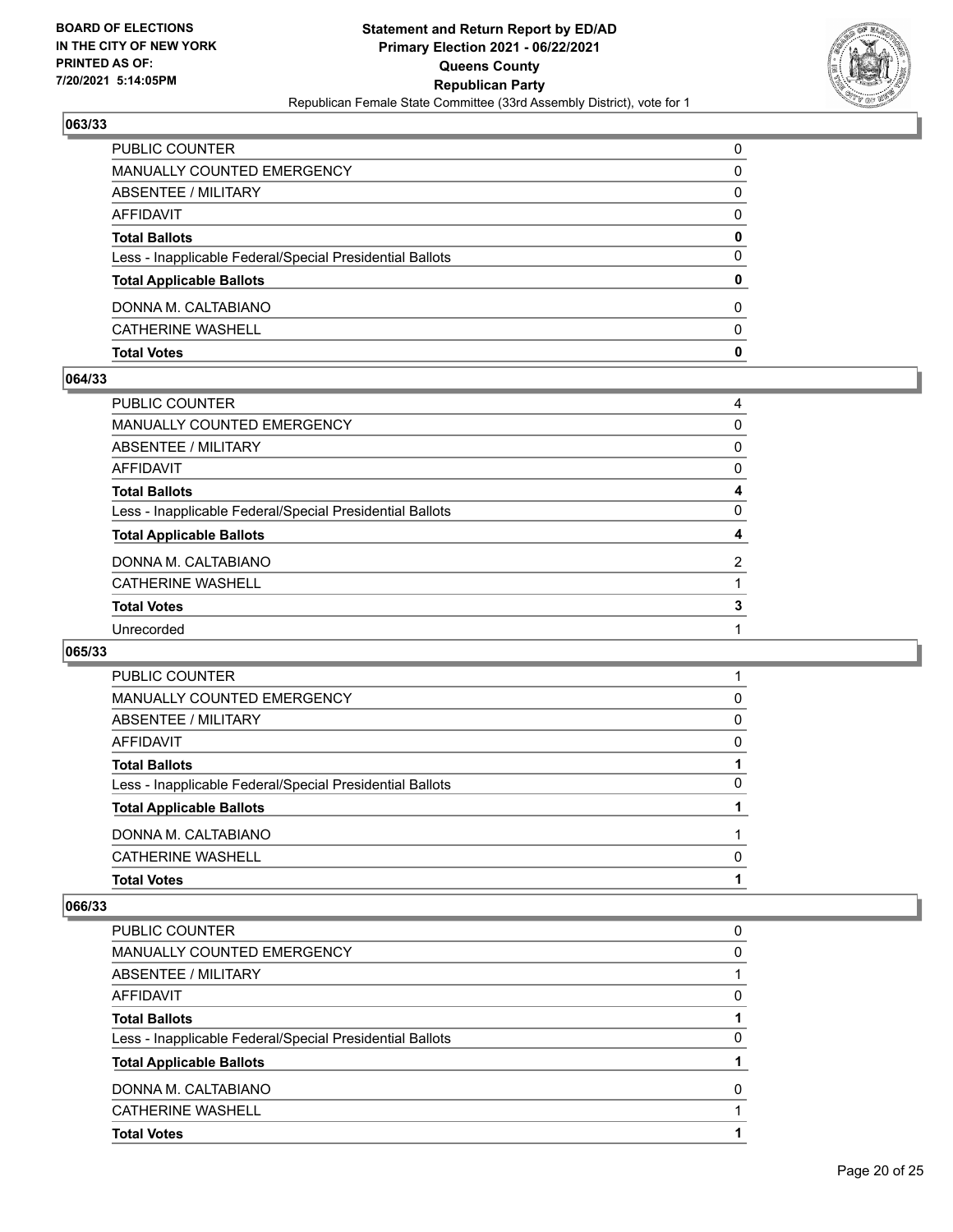## 063/33

| | |
|---|---|
| PUBLIC COUNTER | 0 |
| MANUALLY COUNTED EMERGENCY | 0 |
| ABSENTEE / MILITARY | 0 |
| AFFIDAVIT | 0 |
| **Total Ballots** | **0** |
| Less - Inapplicable Federal/Special Presidential Ballots | 0 |
| **Total Applicable Ballots** | **0** |
| DONNA M. CALTABIANO | 0 |
| CATHERINE WASHELL | 0 |
| **Total Votes** | **0** |

## 064/33

| | |
|---|---|
| PUBLIC COUNTER | 4 |
| MANUALLY COUNTED EMERGENCY | 0 |
| ABSENTEE / MILITARY | 0 |
| AFFIDAVIT | 0 |
| **Total Ballots** | **4** |
| Less - Inapplicable Federal/Special Presidential Ballots | 0 |
| **Total Applicable Ballots** | **4** |
| DONNA M. CALTABIANO | 2 |
| CATHERINE WASHELL | 1 |
| **Total Votes** | **3** |
| Unrecorded | 1 |

## 065/33

| | |
|---|---|
| PUBLIC COUNTER | 1 |
| MANUALLY COUNTED EMERGENCY | 0 |
| ABSENTEE / MILITARY | 0 |
| AFFIDAVIT | 0 |
| **Total Ballots** | **1** |
| Less - Inapplicable Federal/Special Presidential Ballots | 0 |
| **Total Applicable Ballots** | **1** |
| DONNA M. CALTABIANO | 1 |
| CATHERINE WASHELL | 0 |
| **Total Votes** | **1** |

## 066/33

| | |
|---|---|
| PUBLIC COUNTER | 0 |
| MANUALLY COUNTED EMERGENCY | 0 |
| ABSENTEE / MILITARY | 1 |
| AFFIDAVIT | 0 |
| **Total Ballots** | **1** |
| Less - Inapplicable Federal/Special Presidential Ballots | 0 |
| **Total Applicable Ballots** | **1** |
| DONNA M. CALTABIANO | 0 |
| CATHERINE WASHELL | 1 |
| **Total Votes** | **1** |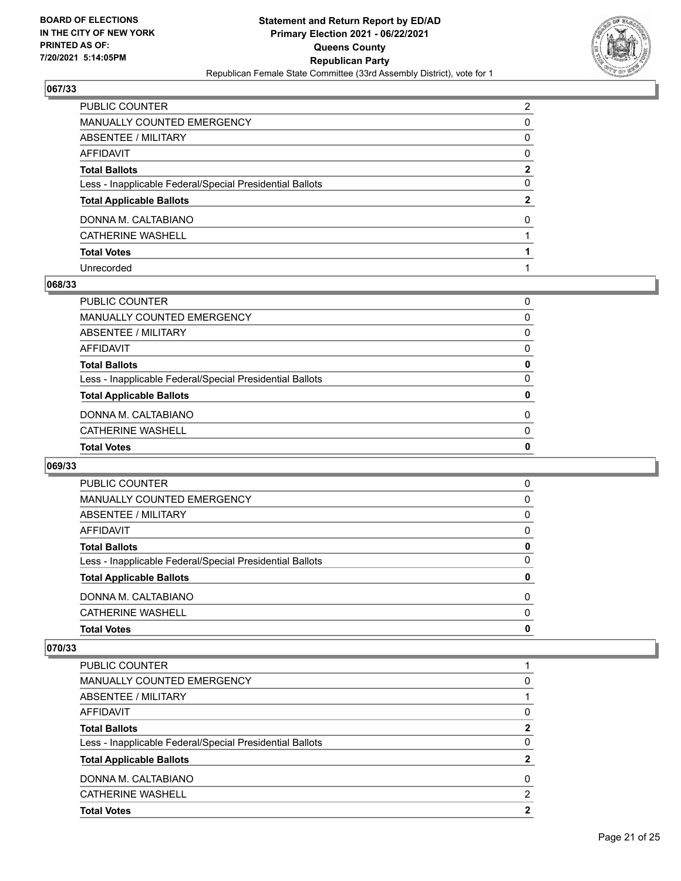**BOARD OF ELECTIONS IN THE CITY OF NEW YORK PRINTED AS OF: 7/20/2021 5:14:05PM**

**Statement and Return Report by ED/AD Primary Election 2021 - 06/22/2021 Queens County Republican Party**

Republican Female State Committee (33rd Assembly District), vote for 1

## 067/33

| | |
|---|---|
| PUBLIC COUNTER | 2 |
| MANUALLY COUNTED EMERGENCY | 0 |
| ABSENTEE / MILITARY | 0 |
| AFFIDAVIT | 0 |
| **Total Ballots** | **2** |
| Less - Inapplicable Federal/Special Presidential Ballots | 0 |
| **Total Applicable Ballots** | **2** |
| DONNA M. CALTABIANO | 0 |
| CATHERINE WASHELL | 1 |
| **Total Votes** | **1** |
| Unrecorded | 1 |

## 068/33

| | |
|---|---|
| PUBLIC COUNTER | 0 |
| MANUALLY COUNTED EMERGENCY | 0 |
| ABSENTEE / MILITARY | 0 |
| AFFIDAVIT | 0 |
| **Total Ballots** | **0** |
| Less - Inapplicable Federal/Special Presidential Ballots | 0 |
| **Total Applicable Ballots** | **0** |
| DONNA M. CALTABIANO | 0 |
| CATHERINE WASHELL | 0 |
| **Total Votes** | **0** |

## 069/33

| | |
|---|---|
| PUBLIC COUNTER | 0 |
| MANUALLY COUNTED EMERGENCY | 0 |
| ABSENTEE / MILITARY | 0 |
| AFFIDAVIT | 0 |
| **Total Ballots** | **0** |
| Less - Inapplicable Federal/Special Presidential Ballots | 0 |
| **Total Applicable Ballots** | **0** |
| DONNA M. CALTABIANO | 0 |
| CATHERINE WASHELL | 0 |
| **Total Votes** | **0** |

## 070/33

| | |
|---|---|
| PUBLIC COUNTER | 1 |
| MANUALLY COUNTED EMERGENCY | 0 |
| ABSENTEE / MILITARY | 1 |
| AFFIDAVIT | 0 |
| **Total Ballots** | **2** |
| Less - Inapplicable Federal/Special Presidential Ballots | 0 |
| **Total Applicable Ballots** | **2** |
| DONNA M. CALTABIANO | 0 |
| CATHERINE WASHELL | 2 |
| **Total Votes** | **2** |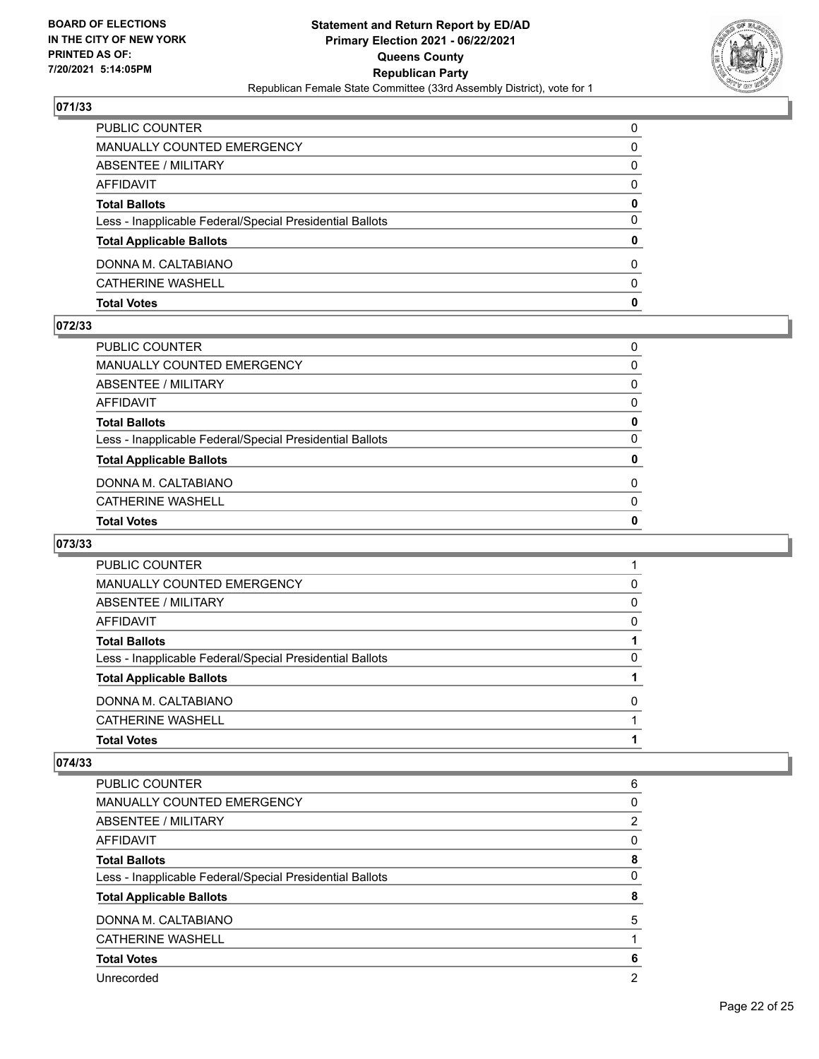## 071/33

| | |
|---|---|
| PUBLIC COUNTER | 0 |
| MANUALLY COUNTED EMERGENCY | 0 |
| ABSENTEE / MILITARY | 0 |
| AFFIDAVIT | 0 |
| **Total Ballots** | **0** |
| Less - Inapplicable Federal/Special Presidential Ballots | 0 |
| **Total Applicable Ballots** | **0** |
| DONNA M. CALTABIANO | 0 |
| CATHERINE WASHELL | 0 |
| **Total Votes** | **0** |

## 072/33

| | |
|---|---|
| PUBLIC COUNTER | 0 |
| MANUALLY COUNTED EMERGENCY | 0 |
| ABSENTEE / MILITARY | 0 |
| AFFIDAVIT | 0 |
| **Total Ballots** | **0** |
| Less - Inapplicable Federal/Special Presidential Ballots | 0 |
| **Total Applicable Ballots** | **0** |
| DONNA M. CALTABIANO | 0 |
| CATHERINE WASHELL | 0 |
| **Total Votes** | **0** |

## 073/33

| | |
|---|---|
| PUBLIC COUNTER | 1 |
| MANUALLY COUNTED EMERGENCY | 0 |
| ABSENTEE / MILITARY | 0 |
| AFFIDAVIT | 0 |
| **Total Ballots** | **1** |
| Less - Inapplicable Federal/Special Presidential Ballots | 0 |
| **Total Applicable Ballots** | **1** |
| DONNA M. CALTABIANO | 0 |
| CATHERINE WASHELL | 1 |
| **Total Votes** | **1** |

## 074/33

| | |
|---|---|
| PUBLIC COUNTER | 6 |
| MANUALLY COUNTED EMERGENCY | 0 |
| ABSENTEE / MILITARY | 2 |
| AFFIDAVIT | 0 |
| **Total Ballots** | **8** |
| Less - Inapplicable Federal/Special Presidential Ballots | 0 |
| **Total Applicable Ballots** | **8** |
| DONNA M. CALTABIANO | 5 |
| CATHERINE WASHELL | 1 |
| **Total Votes** | **6** |
| Unrecorded | 2 |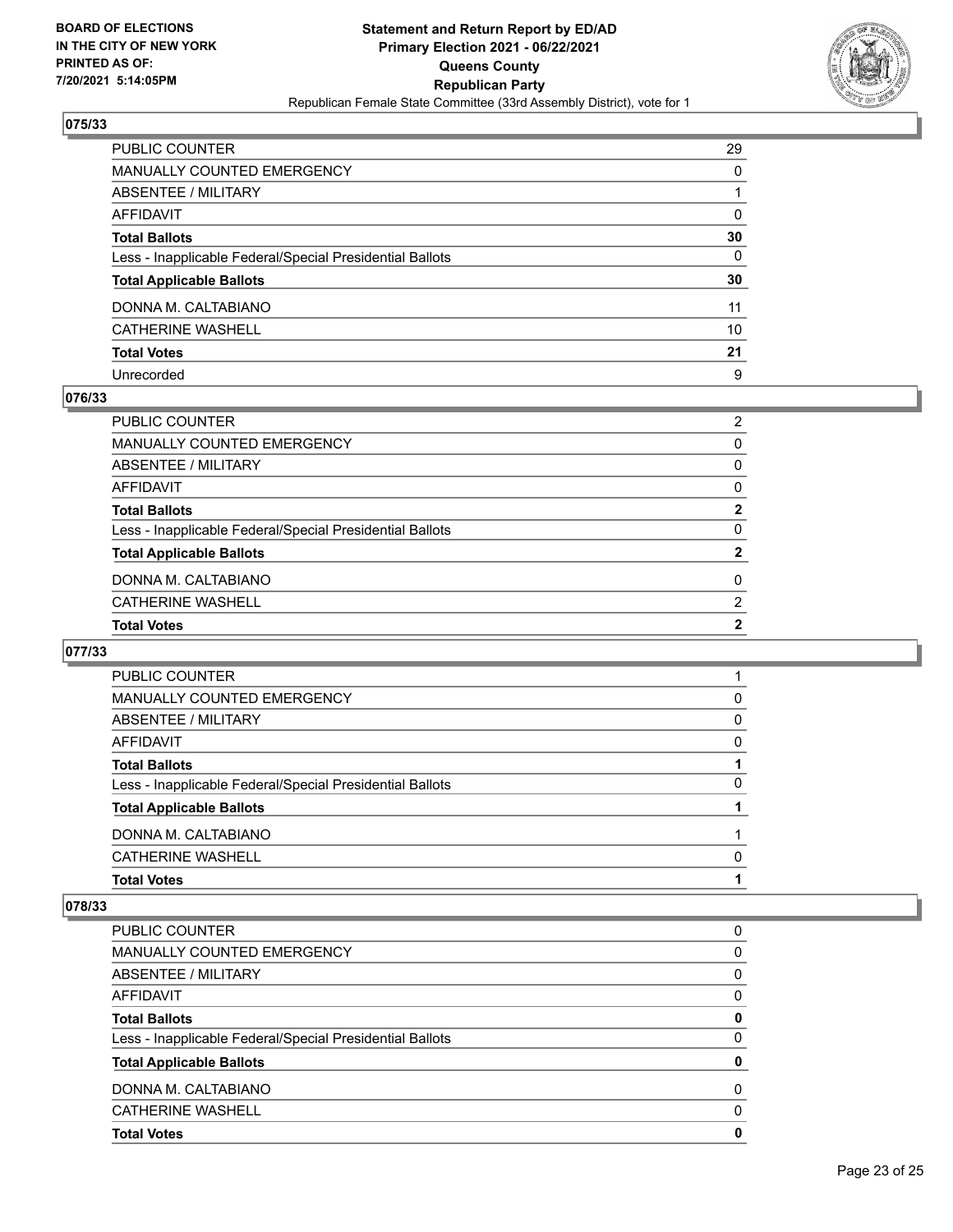## 075/33

| | |
|---|---|
| PUBLIC COUNTER | 29 |
| MANUALLY COUNTED EMERGENCY | 0 |
| ABSENTEE / MILITARY | 1 |
| AFFIDAVIT | 0 |
| **Total Ballots** | **30** |
| Less - Inapplicable Federal/Special Presidential Ballots | 0 |
| **Total Applicable Ballots** | **30** |
| DONNA M. CALTABIANO | 11 |
| CATHERINE WASHELL | 10 |
| **Total Votes** | **21** |
| Unrecorded | 9 |

## 076/33

| | |
|---|---|
| PUBLIC COUNTER | 2 |
| MANUALLY COUNTED EMERGENCY | 0 |
| ABSENTEE / MILITARY | 0 |
| AFFIDAVIT | 0 |
| **Total Ballots** | **2** |
| Less - Inapplicable Federal/Special Presidential Ballots | 0 |
| **Total Applicable Ballots** | **2** |
| DONNA M. CALTABIANO | 0 |
| CATHERINE WASHELL | 2 |
| **Total Votes** | **2** |

## 077/33

| | |
|---|---|
| PUBLIC COUNTER | 1 |
| MANUALLY COUNTED EMERGENCY | 0 |
| ABSENTEE / MILITARY | 0 |
| AFFIDAVIT | 0 |
| **Total Ballots** | **1** |
| Less - Inapplicable Federal/Special Presidential Ballots | 0 |
| **Total Applicable Ballots** | **1** |
| DONNA M. CALTABIANO | 1 |
| CATHERINE WASHELL | 0 |
| **Total Votes** | **1** |

## 078/33

| | |
|---|---|
| PUBLIC COUNTER | 0 |
| MANUALLY COUNTED EMERGENCY | 0 |
| ABSENTEE / MILITARY | 0 |
| AFFIDAVIT | 0 |
| **Total Ballots** | **0** |
| Less - Inapplicable Federal/Special Presidential Ballots | 0 |
| **Total Applicable Ballots** | **0** |
| DONNA M. CALTABIANO | 0 |
| CATHERINE WASHELL | 0 |
| **Total Votes** | **0** |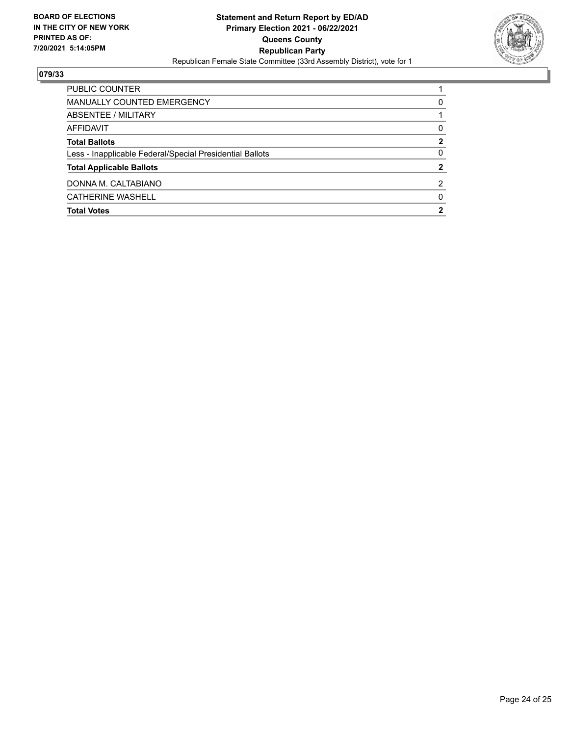**BOARD OF ELECTIONS IN THE CITY OF NEW YORK PRINTED AS OF: 7/20/2021 5:14:05PM**

**Statement and Return Report by ED/AD**
**Primary Election 2021 - 06/22/2021**
**Queens County**
**Republican Party**
Republican Female State Committee (33rd Assembly District), vote for 1

## 079/33

| | |
|---|---|
| PUBLIC COUNTER | 1 |
| MANUALLY COUNTED EMERGENCY | 0 |
| ABSENTEE / MILITARY | 1 |
| AFFIDAVIT | 0 |
| **Total Ballots** | **2** |
| Less - Inapplicable Federal/Special Presidential Ballots | 0 |
| **Total Applicable Ballots** | **2** |
| DONNA M. CALTABIANO | 2 |
| CATHERINE WASHELL | 0 |
| **Total Votes** | **2** |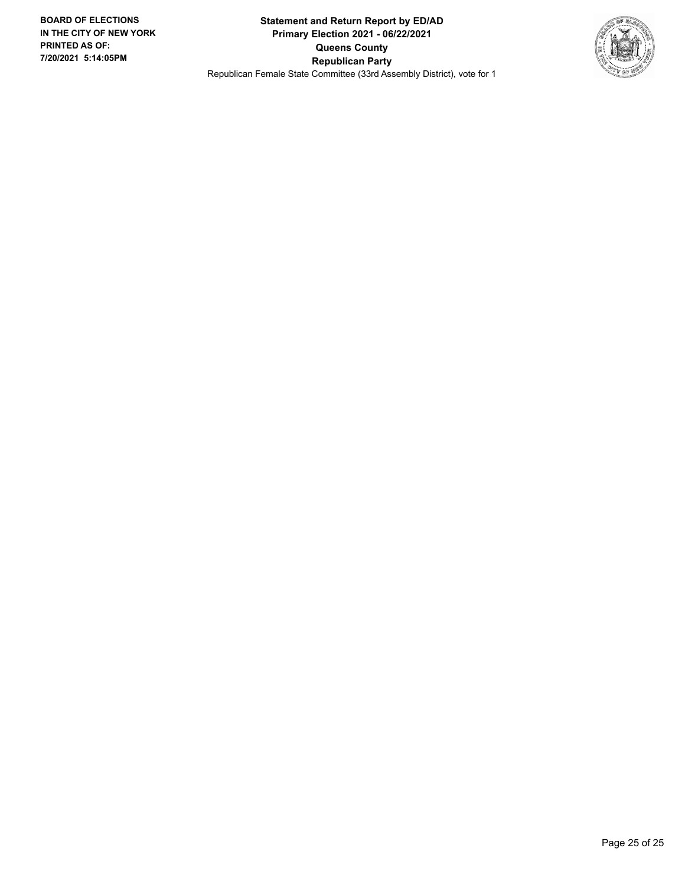**BOARD OF ELECTIONS IN THE CITY OF NEW YORK PRINTED AS OF: 7/20/2021 5:14:05PM**

**Statement and Return Report by ED/AD**
**Primary Election 2021 - 06/22/2021**
**Queens County**
**Republican Party**
Republican Female State Committee (33rd Assembly District), vote for 1